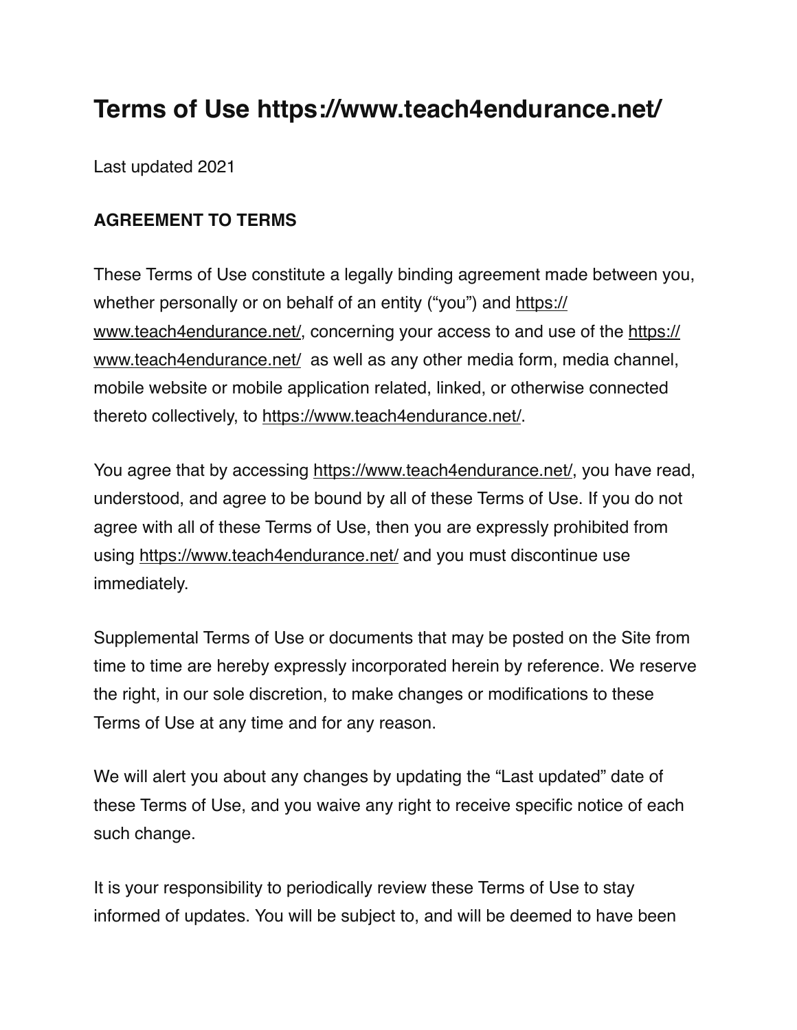# Terms of Use https://www.teach4endurance.net/

Last updated 2021

**AGREEMENT TO TERMS**

These Terms of Use constitute a legally binding agreement made between you, whether personally or on behalf of an entity ("you") and https://www.teach4endurance.net/, concerning your access to and use of the https://www.teach4endurance.net/ as well as any other media form, media channel, mobile website or mobile application related, linked, or otherwise connected thereto collectively, to https://www.teach4endurance.net/.

You agree that by accessing https://www.teach4endurance.net/, you have read, understood, and agree to be bound by all of these Terms of Use. If you do not agree with all of these Terms of Use, then you are expressly prohibited from using https://www.teach4endurance.net/ and you must discontinue use immediately.

Supplemental Terms of Use or documents that may be posted on the Site from time to time are hereby expressly incorporated herein by reference. We reserve the right, in our sole discretion, to make changes or modifications to these Terms of Use at any time and for any reason.

We will alert you about any changes by updating the "Last updated" date of these Terms of Use, and you waive any right to receive specific notice of each such change.

It is your responsibility to periodically review these Terms of Use to stay informed of updates. You will be subject to, and will be deemed to have been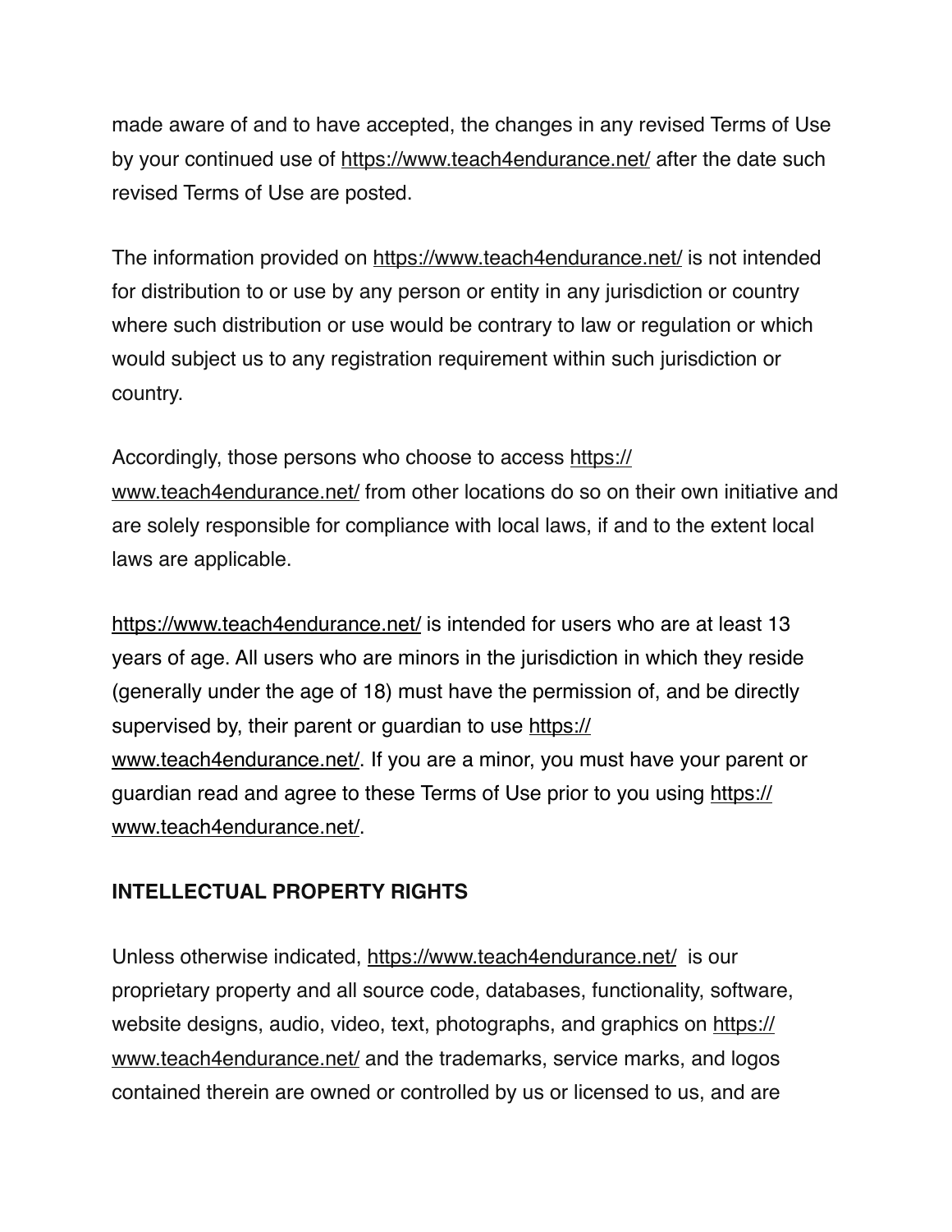made aware of and to have accepted, the changes in any revised Terms of Use by your continued use of https://www.teach4endurance.net/ after the date such revised Terms of Use are posted.

The information provided on https://www.teach4endurance.net/ is not intended for distribution to or use by any person or entity in any jurisdiction or country where such distribution or use would be contrary to law or regulation or which would subject us to any registration requirement within such jurisdiction or country.

Accordingly, those persons who choose to access https://www.teach4endurance.net/ from other locations do so on their own initiative and are solely responsible for compliance with local laws, if and to the extent local laws are applicable.

https://www.teach4endurance.net/ is intended for users who are at least 13 years of age. All users who are minors in the jurisdiction in which they reside (generally under the age of 18) must have the permission of, and be directly supervised by, their parent or guardian to use https://www.teach4endurance.net/. If you are a minor, you must have your parent or guardian read and agree to these Terms of Use prior to you using https://www.teach4endurance.net/.

## INTELLECTUAL PROPERTY RIGHTS

Unless otherwise indicated, https://www.teach4endurance.net/ is our proprietary property and all source code, databases, functionality, software, website designs, audio, video, text, photographs, and graphics on https://www.teach4endurance.net/ and the trademarks, service marks, and logos contained therein are owned or controlled by us or licensed to us, and are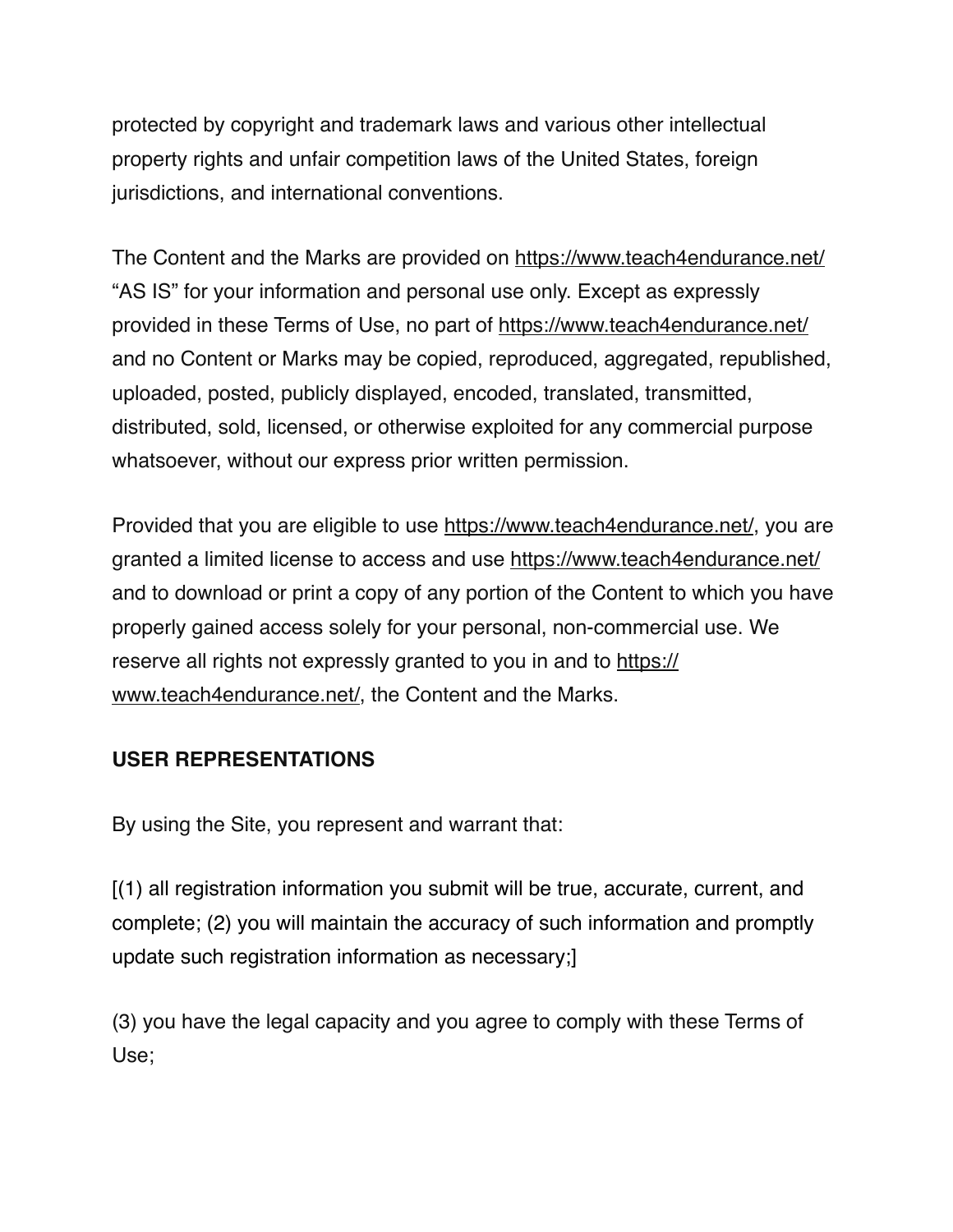protected by copyright and trademark laws and various other intellectual property rights and unfair competition laws of the United States, foreign jurisdictions, and international conventions.

The Content and the Marks are provided on https://www.teach4endurance.net/ “AS IS” for your information and personal use only. Except as expressly provided in these Terms of Use, no part of https://www.teach4endurance.net/ and no Content or Marks may be copied, reproduced, aggregated, republished, uploaded, posted, publicly displayed, encoded, translated, transmitted, distributed, sold, licensed, or otherwise exploited for any commercial purpose whatsoever, without our express prior written permission.

Provided that you are eligible to use https://www.teach4endurance.net/, you are granted a limited license to access and use https://www.teach4endurance.net/ and to download or print a copy of any portion of the Content to which you have properly gained access solely for your personal, non-commercial use. We reserve all rights not expressly granted to you in and to https://www.teach4endurance.net/, the Content and the Marks.

**USER REPRESENTATIONS**

By using the Site, you represent and warrant that:

[(1) all registration information you submit will be true, accurate, current, and complete; (2) you will maintain the accuracy of such information and promptly update such registration information as necessary;]

(3) you have the legal capacity and you agree to comply with these Terms of Use;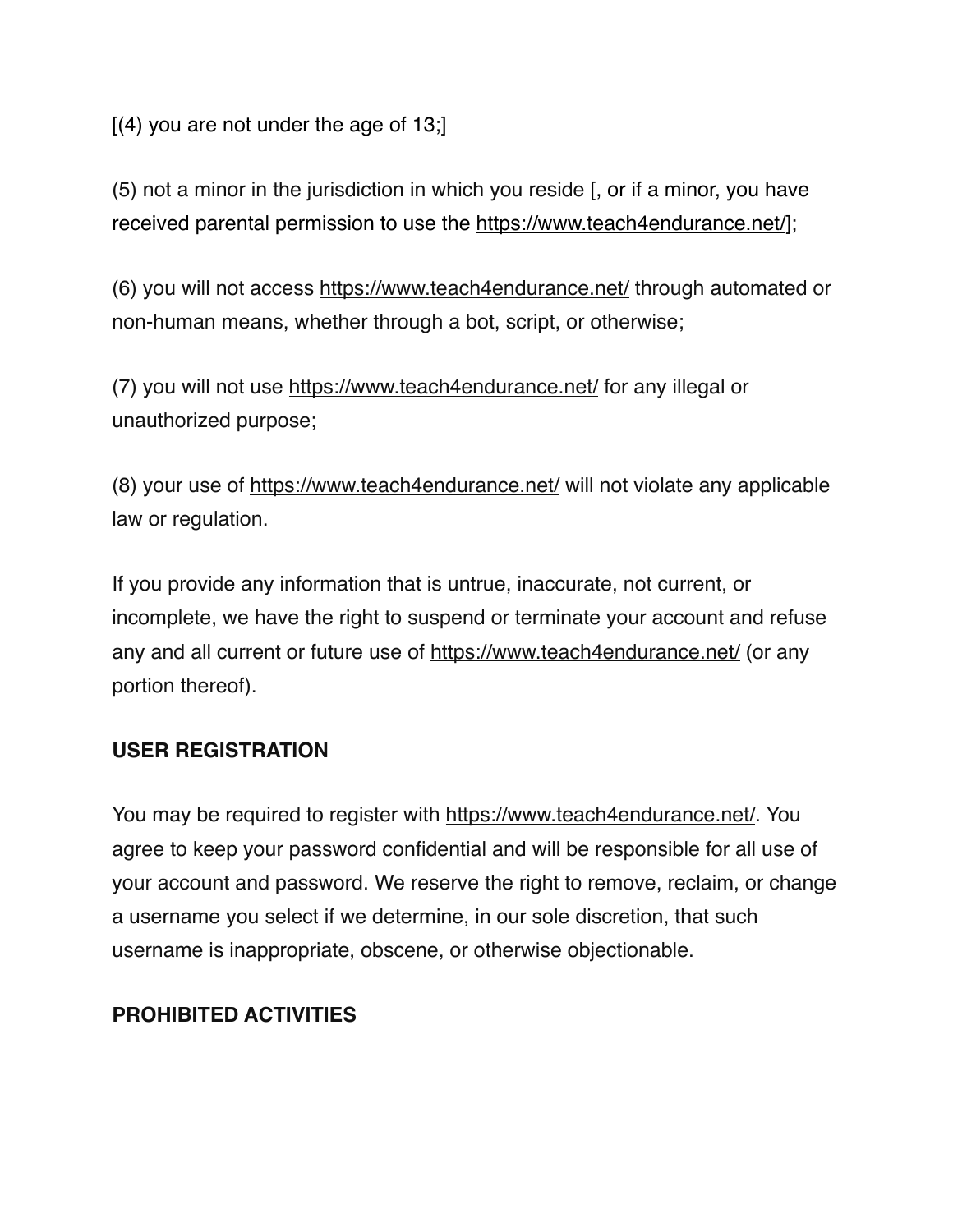[(4) you are not under the age of 13;]

(5) not a minor in the jurisdiction in which you reside [, or if a minor, you have received parental permission to use the https://www.teach4endurance.net/];

(6) you will not access https://www.teach4endurance.net/ through automated or non-human means, whether through a bot, script, or otherwise;

(7) you will not use https://www.teach4endurance.net/ for any illegal or unauthorized purpose;

(8) your use of https://www.teach4endurance.net/ will not violate any applicable law or regulation.

If you provide any information that is untrue, inaccurate, not current, or incomplete, we have the right to suspend or terminate your account and refuse any and all current or future use of https://www.teach4endurance.net/ (or any portion thereof).

**USER REGISTRATION**

You may be required to register with https://www.teach4endurance.net/. You agree to keep your password confidential and will be responsible for all use of your account and password. We reserve the right to remove, reclaim, or change a username you select if we determine, in our sole discretion, that such username is inappropriate, obscene, or otherwise objectionable.

**PROHIBITED ACTIVITIES**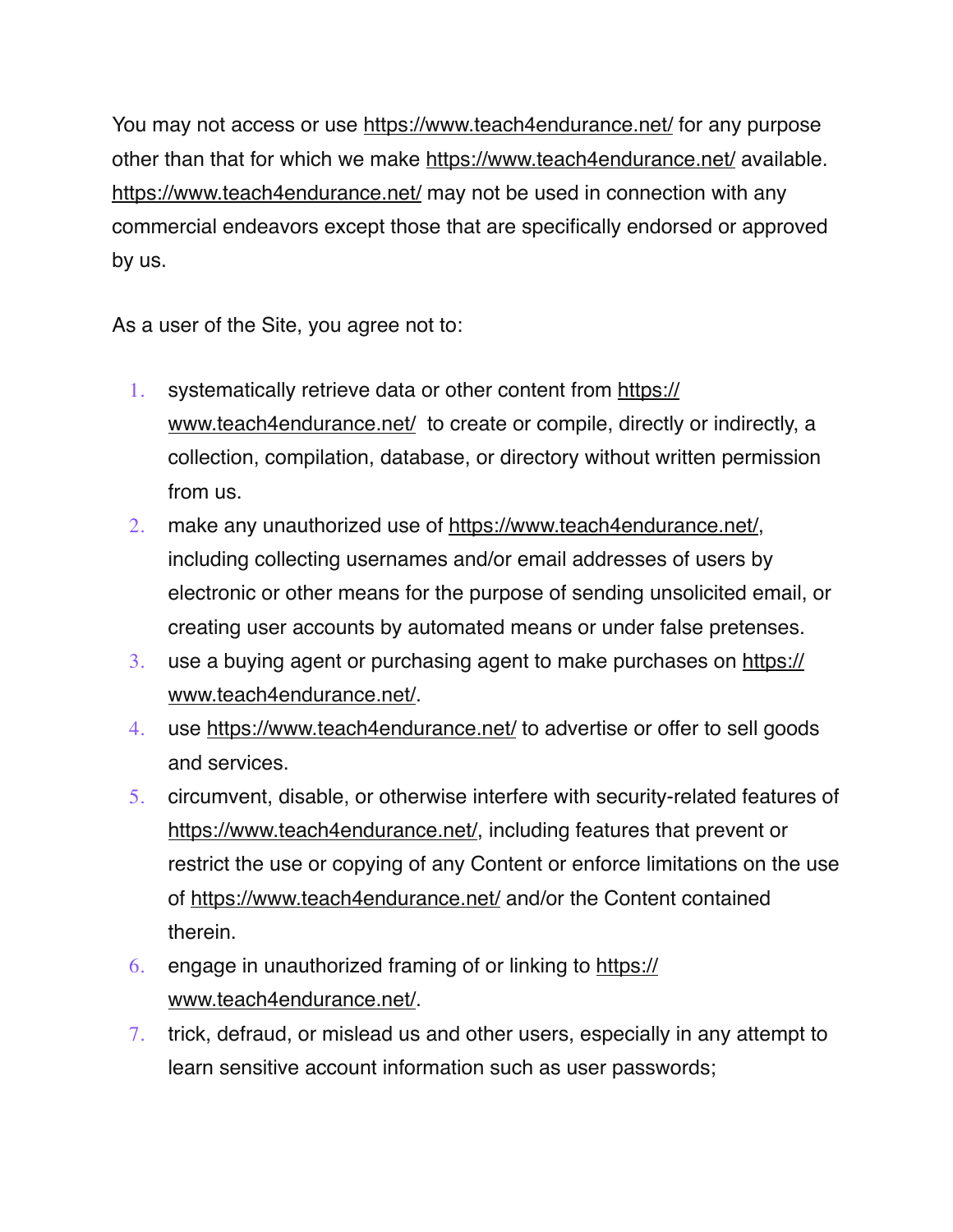You may not access or use https://www.teach4endurance.net/ for any purpose other than that for which we make https://www.teach4endurance.net/ available. https://www.teach4endurance.net/ may not be used in connection with any commercial endeavors except those that are specifically endorsed or approved by us.

As a user of the Site, you agree not to:

1. systematically retrieve data or other content from https://www.teach4endurance.net/ to create or compile, directly or indirectly, a collection, compilation, database, or directory without written permission from us.
2. make any unauthorized use of https://www.teach4endurance.net/, including collecting usernames and/or email addresses of users by electronic or other means for the purpose of sending unsolicited email, or creating user accounts by automated means or under false pretenses.
3. use a buying agent or purchasing agent to make purchases on https://www.teach4endurance.net/.
4. use https://www.teach4endurance.net/ to advertise or offer to sell goods and services.
5. circumvent, disable, or otherwise interfere with security-related features of https://www.teach4endurance.net/, including features that prevent or restrict the use or copying of any Content or enforce limitations on the use of https://www.teach4endurance.net/ and/or the Content contained therein.
6. engage in unauthorized framing of or linking to https://www.teach4endurance.net/.
7. trick, defraud, or mislead us and other users, especially in any attempt to learn sensitive account information such as user passwords;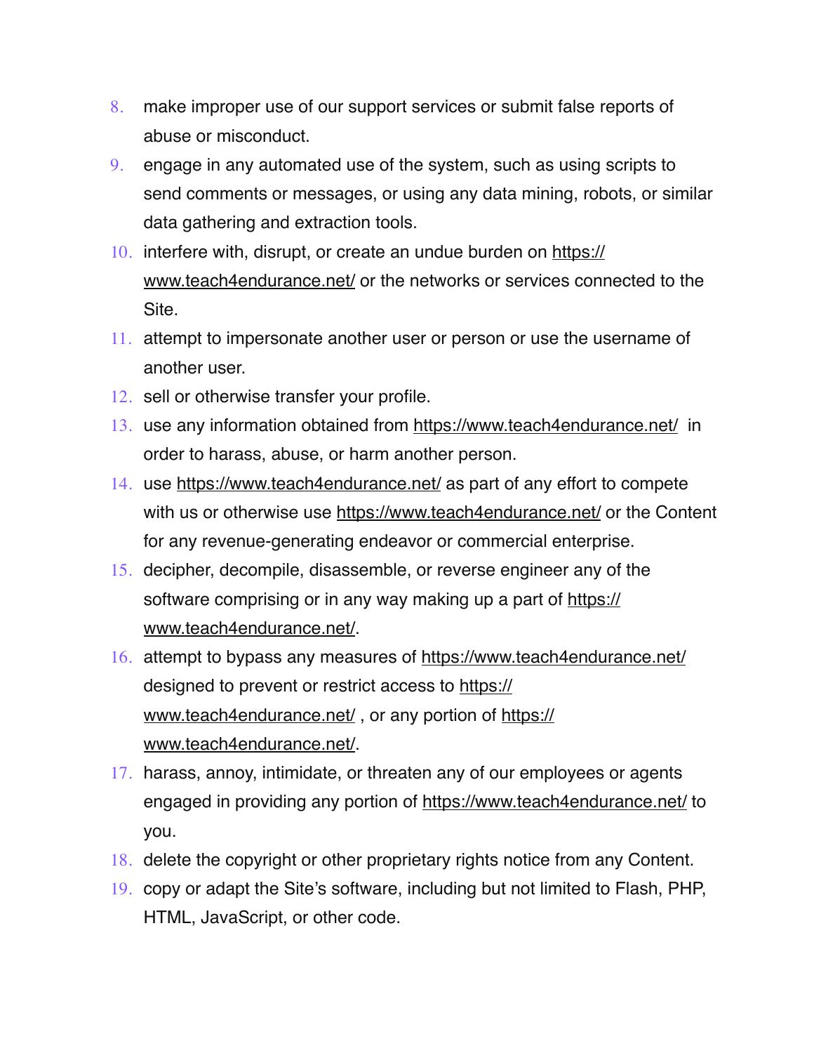8. make improper use of our support services or submit false reports of abuse or misconduct.
9. engage in any automated use of the system, such as using scripts to send comments or messages, or using any data mining, robots, or similar data gathering and extraction tools.
10. interfere with, disrupt, or create an undue burden on https://www.teach4endurance.net/ or the networks or services connected to the Site.
11. attempt to impersonate another user or person or use the username of another user.
12. sell or otherwise transfer your profile.
13. use any information obtained from https://www.teach4endurance.net/ in order to harass, abuse, or harm another person.
14. use https://www.teach4endurance.net/ as part of any effort to compete with us or otherwise use https://www.teach4endurance.net/ or the Content for any revenue-generating endeavor or commercial enterprise.
15. decipher, decompile, disassemble, or reverse engineer any of the software comprising or in any way making up a part of https://www.teach4endurance.net/.
16. attempt to bypass any measures of https://www.teach4endurance.net/ designed to prevent or restrict access to https://www.teach4endurance.net/ , or any portion of https://www.teach4endurance.net/.
17. harass, annoy, intimidate, or threaten any of our employees or agents engaged in providing any portion of https://www.teach4endurance.net/ to you.
18. delete the copyright or other proprietary rights notice from any Content.
19. copy or adapt the Site's software, including but not limited to Flash, PHP, HTML, JavaScript, or other code.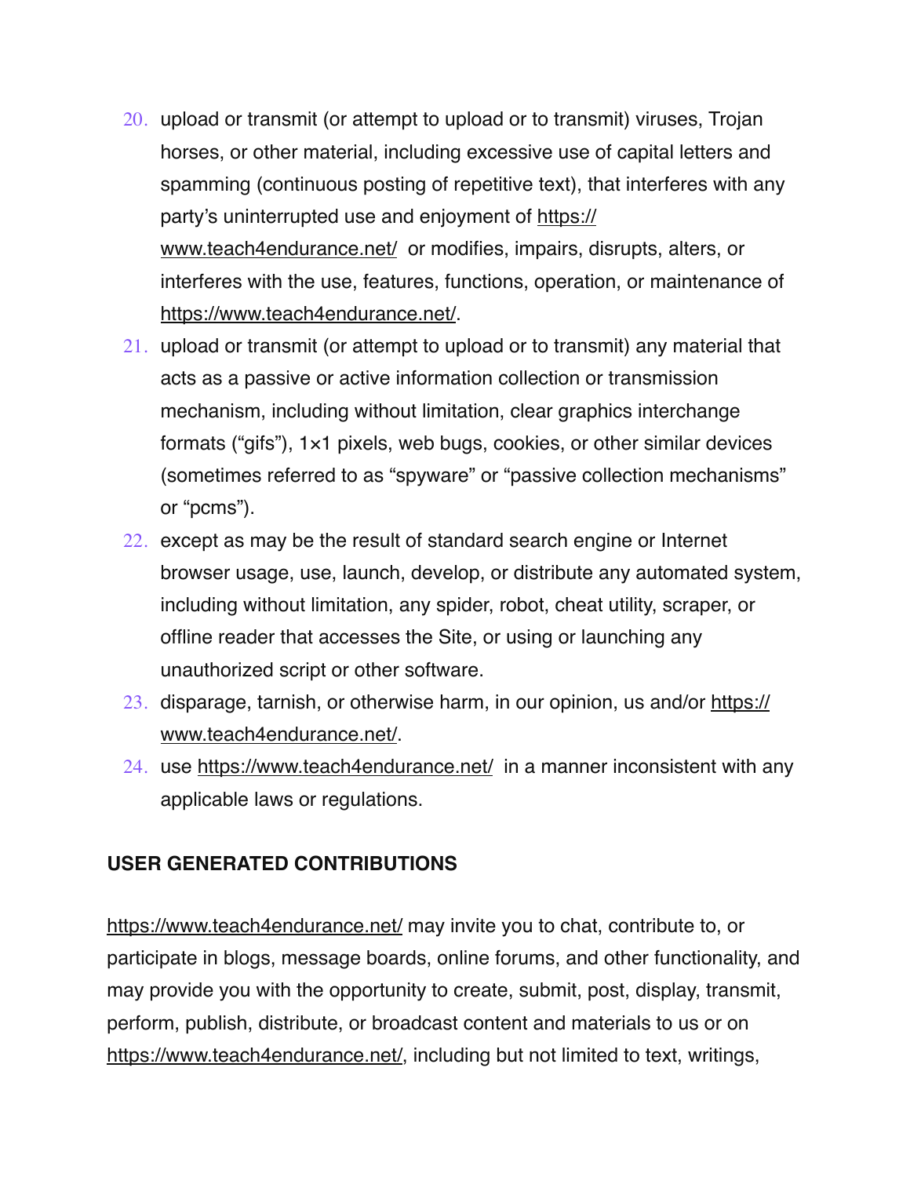20. upload or transmit (or attempt to upload or to transmit) viruses, Trojan horses, or other material, including excessive use of capital letters and spamming (continuous posting of repetitive text), that interferes with any party's uninterrupted use and enjoyment of https://www.teach4endurance.net/ or modifies, impairs, disrupts, alters, or interferes with the use, features, functions, operation, or maintenance of https://www.teach4endurance.net/.
21. upload or transmit (or attempt to upload or to transmit) any material that acts as a passive or active information collection or transmission mechanism, including without limitation, clear graphics interchange formats ("gifs"), 1×1 pixels, web bugs, cookies, or other similar devices (sometimes referred to as "spyware" or "passive collection mechanisms" or "pcms").
22. except as may be the result of standard search engine or Internet browser usage, use, launch, develop, or distribute any automated system, including without limitation, any spider, robot, cheat utility, scraper, or offline reader that accesses the Site, or using or launching any unauthorized script or other software.
23. disparage, tarnish, or otherwise harm, in our opinion, us and/or https://www.teach4endurance.net/.
24. use https://www.teach4endurance.net/ in a manner inconsistent with any applicable laws or regulations.

## USER GENERATED CONTRIBUTIONS

https://www.teach4endurance.net/ may invite you to chat, contribute to, or participate in blogs, message boards, online forums, and other functionality, and may provide you with the opportunity to create, submit, post, display, transmit, perform, publish, distribute, or broadcast content and materials to us or on https://www.teach4endurance.net/, including but not limited to text, writings,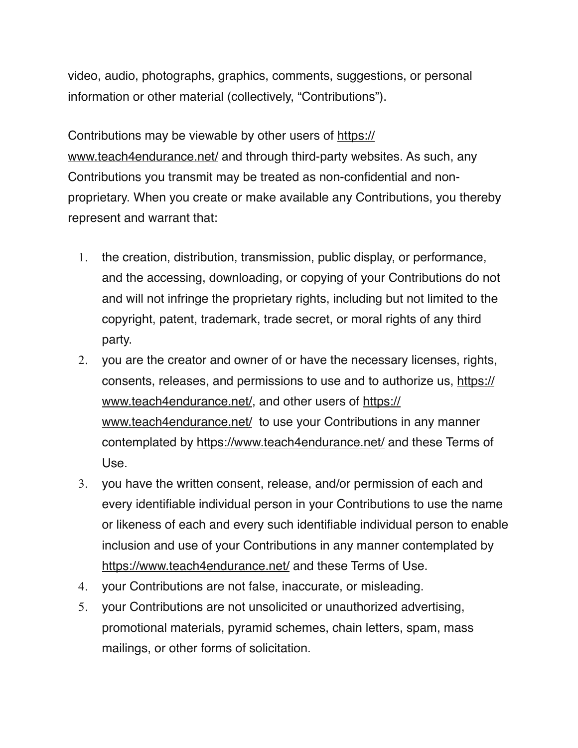video, audio, photographs, graphics, comments, suggestions, or personal information or other material (collectively, “Contributions”).

Contributions may be viewable by other users of https://www.teach4endurance.net/ and through third-party websites. As such, any Contributions you transmit may be treated as non-confidential and non-proprietary. When you create or make available any Contributions, you thereby represent and warrant that:

1. the creation, distribution, transmission, public display, or performance, and the accessing, downloading, or copying of your Contributions do not and will not infringe the proprietary rights, including but not limited to the copyright, patent, trademark, trade secret, or moral rights of any third party.
2. you are the creator and owner of or have the necessary licenses, rights, consents, releases, and permissions to use and to authorize us, https://www.teach4endurance.net/, and other users of https://www.teach4endurance.net/ to use your Contributions in any manner contemplated by https://www.teach4endurance.net/ and these Terms of Use.
3. you have the written consent, release, and/or permission of each and every identifiable individual person in your Contributions to use the name or likeness of each and every such identifiable individual person to enable inclusion and use of your Contributions in any manner contemplated by https://www.teach4endurance.net/ and these Terms of Use.
4. your Contributions are not false, inaccurate, or misleading.
5. your Contributions are not unsolicited or unauthorized advertising, promotional materials, pyramid schemes, chain letters, spam, mass mailings, or other forms of solicitation.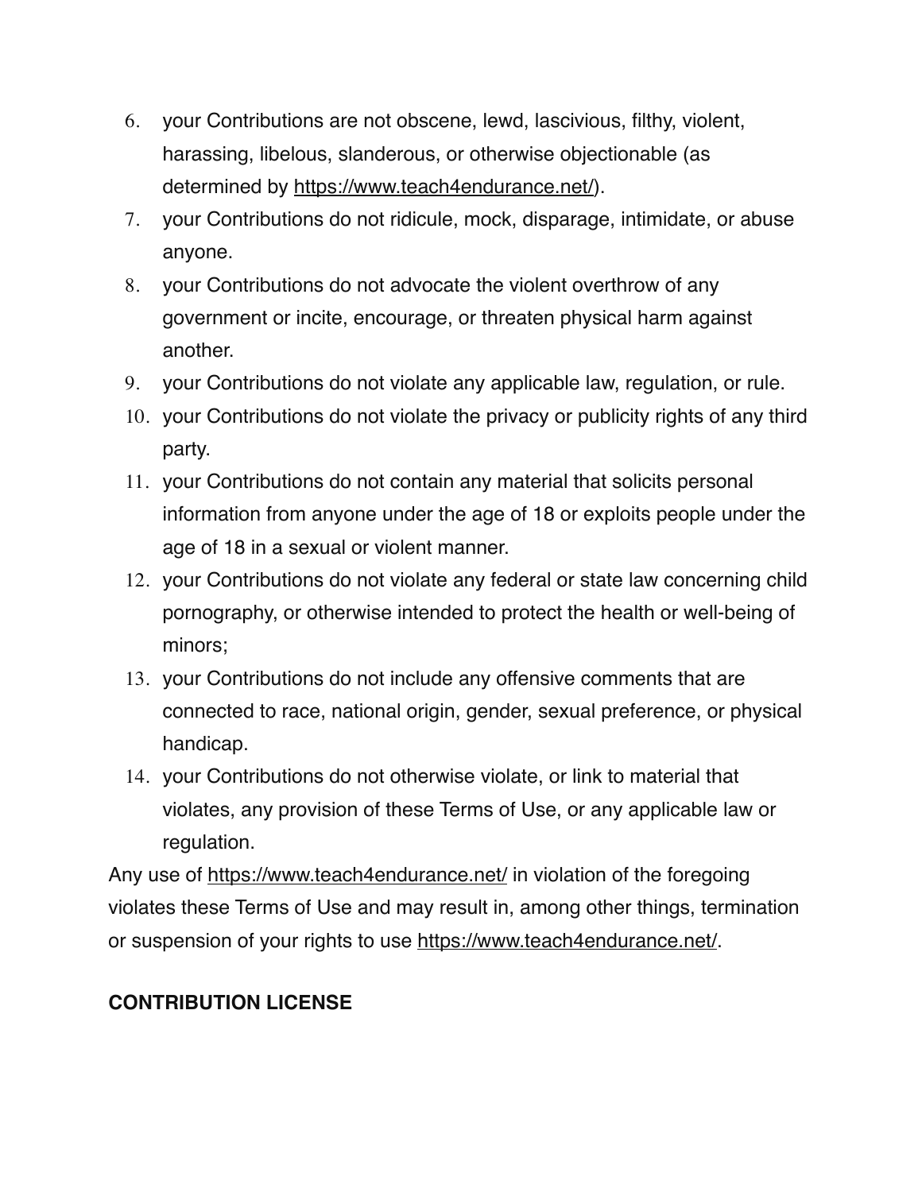6. your Contributions are not obscene, lewd, lascivious, filthy, violent, harassing, libelous, slanderous, or otherwise objectionable (as determined by https://www.teach4endurance.net/).
7. your Contributions do not ridicule, mock, disparage, intimidate, or abuse anyone.
8. your Contributions do not advocate the violent overthrow of any government or incite, encourage, or threaten physical harm against another.
9. your Contributions do not violate any applicable law, regulation, or rule.
10. your Contributions do not violate the privacy or publicity rights of any third party.
11. your Contributions do not contain any material that solicits personal information from anyone under the age of 18 or exploits people under the age of 18 in a sexual or violent manner.
12. your Contributions do not violate any federal or state law concerning child pornography, or otherwise intended to protect the health or well-being of minors;
13. your Contributions do not include any offensive comments that are connected to race, national origin, gender, sexual preference, or physical handicap.
14. your Contributions do not otherwise violate, or link to material that violates, any provision of these Terms of Use, or any applicable law or regulation.

Any use of https://www.teach4endurance.net/ in violation of the foregoing violates these Terms of Use and may result in, among other things, termination or suspension of your rights to use https://www.teach4endurance.net/.

**CONTRIBUTION LICENSE**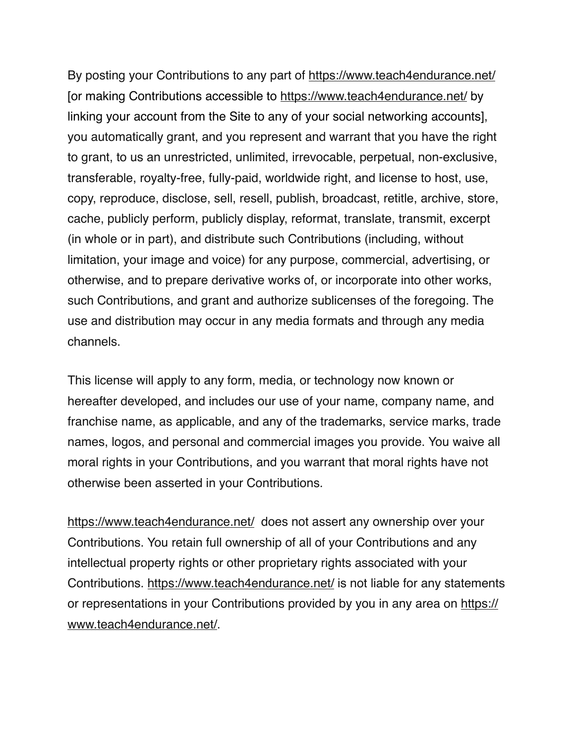By posting your Contributions to any part of https://www.teach4endurance.net/ [or making Contributions accessible to https://www.teach4endurance.net/ by linking your account from the Site to any of your social networking accounts], you automatically grant, and you represent and warrant that you have the right to grant, to us an unrestricted, unlimited, irrevocable, perpetual, non-exclusive, transferable, royalty-free, fully-paid, worldwide right, and license to host, use, copy, reproduce, disclose, sell, resell, publish, broadcast, retitle, archive, store, cache, publicly perform, publicly display, reformat, translate, transmit, excerpt (in whole or in part), and distribute such Contributions (including, without limitation, your image and voice) for any purpose, commercial, advertising, or otherwise, and to prepare derivative works of, or incorporate into other works, such Contributions, and grant and authorize sublicenses of the foregoing. The use and distribution may occur in any media formats and through any media channels.

This license will apply to any form, media, or technology now known or hereafter developed, and includes our use of your name, company name, and franchise name, as applicable, and any of the trademarks, service marks, trade names, logos, and personal and commercial images you provide. You waive all moral rights in your Contributions, and you warrant that moral rights have not otherwise been asserted in your Contributions.

https://www.teach4endurance.net/ does not assert any ownership over your Contributions. You retain full ownership of all of your Contributions and any intellectual property rights or other proprietary rights associated with your Contributions. https://www.teach4endurance.net/ is not liable for any statements or representations in your Contributions provided by you in any area on https://www.teach4endurance.net/.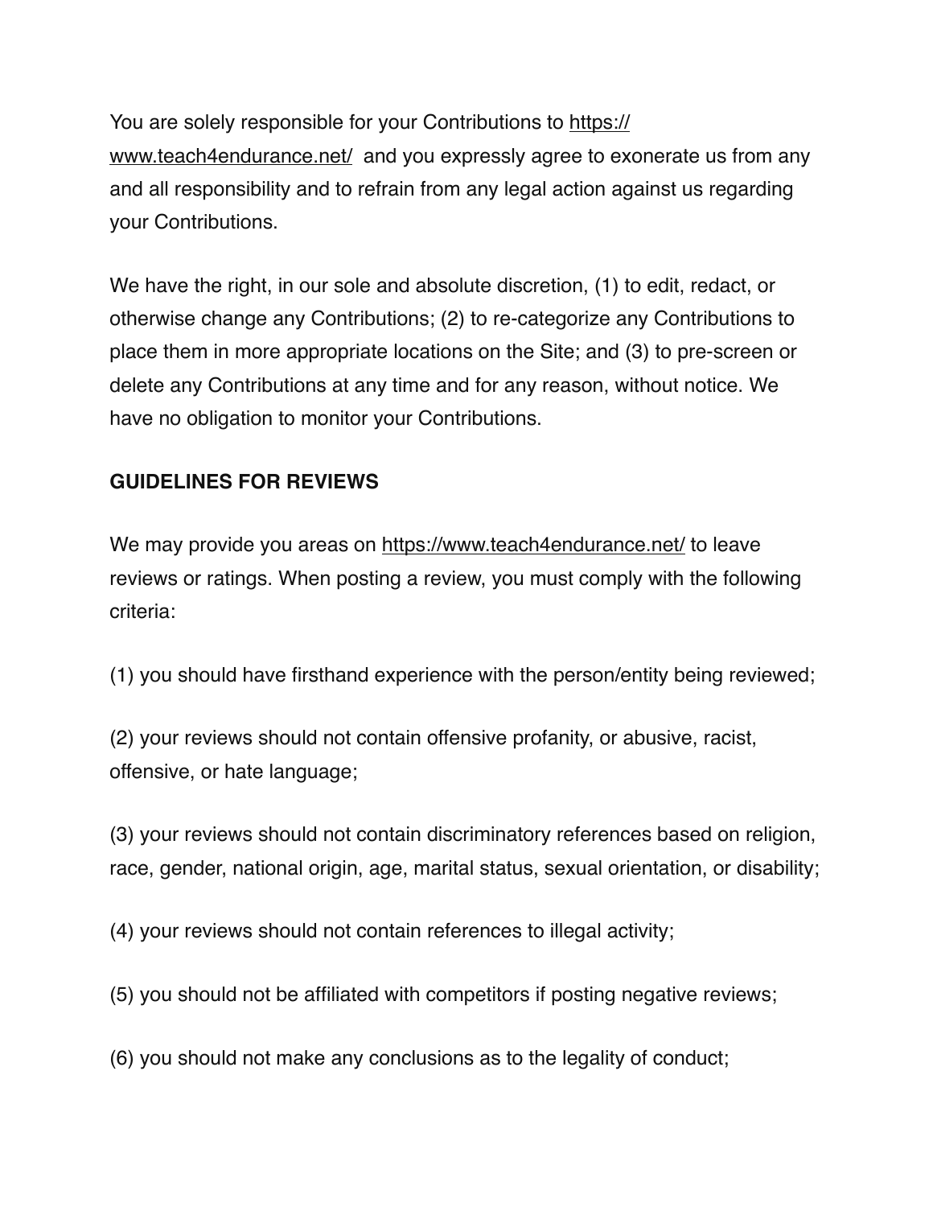You are solely responsible for your Contributions to https://www.teach4endurance.net/ and you expressly agree to exonerate us from any and all responsibility and to refrain from any legal action against us regarding your Contributions.

We have the right, in our sole and absolute discretion, (1) to edit, redact, or otherwise change any Contributions; (2) to re-categorize any Contributions to place them in more appropriate locations on the Site; and (3) to pre-screen or delete any Contributions at any time and for any reason, without notice. We have no obligation to monitor your Contributions.

**GUIDELINES FOR REVIEWS**

We may provide you areas on https://www.teach4endurance.net/ to leave reviews or ratings. When posting a review, you must comply with the following criteria:

(1) you should have firsthand experience with the person/entity being reviewed;

(2) your reviews should not contain offensive profanity, or abusive, racist, offensive, or hate language;

(3) your reviews should not contain discriminatory references based on religion, race, gender, national origin, age, marital status, sexual orientation, or disability;

(4) your reviews should not contain references to illegal activity;

(5) you should not be affiliated with competitors if posting negative reviews;

(6) you should not make any conclusions as to the legality of conduct;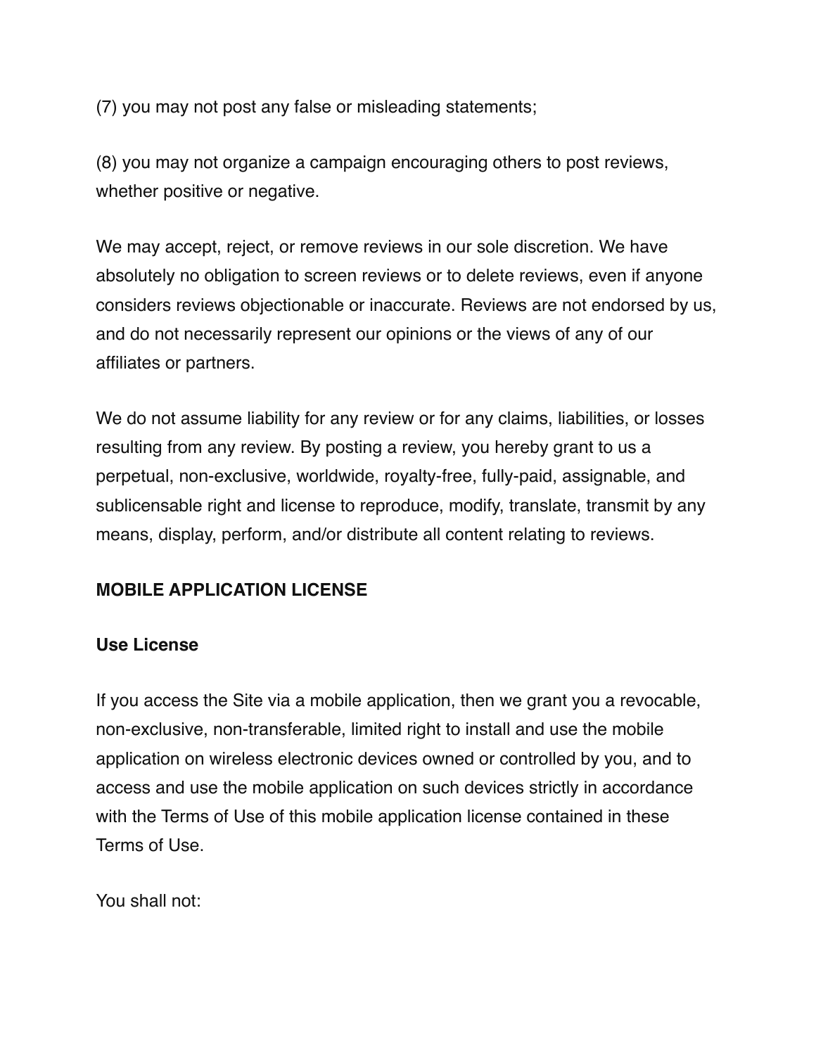(7) you may not post any false or misleading statements;

(8) you may not organize a campaign encouraging others to post reviews, whether positive or negative.

We may accept, reject, or remove reviews in our sole discretion. We have absolutely no obligation to screen reviews or to delete reviews, even if anyone considers reviews objectionable or inaccurate. Reviews are not endorsed by us, and do not necessarily represent our opinions or the views of any of our affiliates or partners.

We do not assume liability for any review or for any claims, liabilities, or losses resulting from any review. By posting a review, you hereby grant to us a perpetual, non-exclusive, worldwide, royalty-free, fully-paid, assignable, and sublicensable right and license to reproduce, modify, translate, transmit by any means, display, perform, and/or distribute all content relating to reviews.

**MOBILE APPLICATION LICENSE**

**Use License**

If you access the Site via a mobile application, then we grant you a revocable, non-exclusive, non-transferable, limited right to install and use the mobile application on wireless electronic devices owned or controlled by you, and to access and use the mobile application on such devices strictly in accordance with the Terms of Use of this mobile application license contained in these Terms of Use.

You shall not: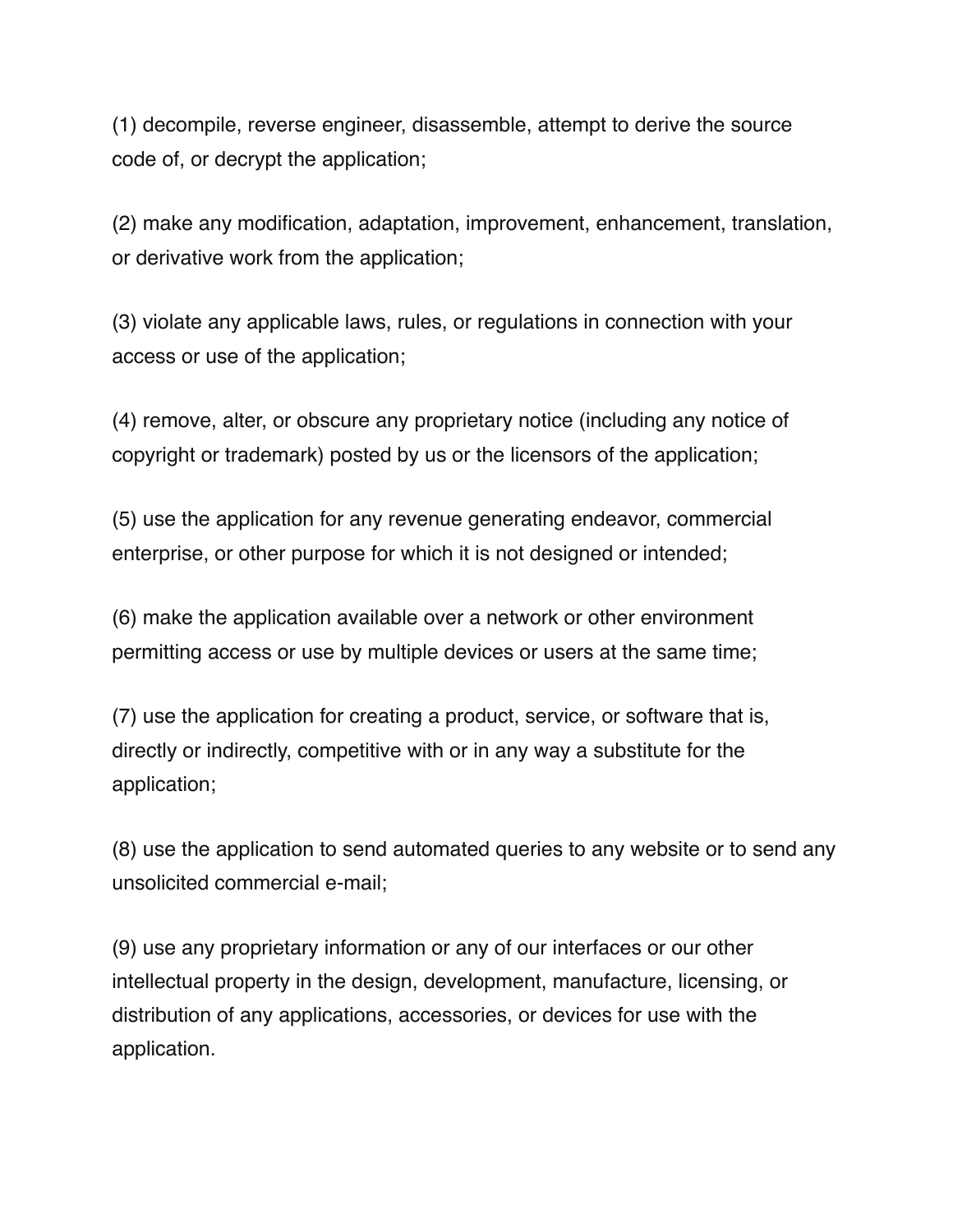(1) decompile, reverse engineer, disassemble, attempt to derive the source code of, or decrypt the application;

(2) make any modification, adaptation, improvement, enhancement, translation, or derivative work from the application;

(3) violate any applicable laws, rules, or regulations in connection with your access or use of the application;

(4) remove, alter, or obscure any proprietary notice (including any notice of copyright or trademark) posted by us or the licensors of the application;

(5) use the application for any revenue generating endeavor, commercial enterprise, or other purpose for which it is not designed or intended;

(6) make the application available over a network or other environment permitting access or use by multiple devices or users at the same time;

(7) use the application for creating a product, service, or software that is, directly or indirectly, competitive with or in any way a substitute for the application;

(8) use the application to send automated queries to any website or to send any unsolicited commercial e-mail;

(9) use any proprietary information or any of our interfaces or our other intellectual property in the design, development, manufacture, licensing, or distribution of any applications, accessories, or devices for use with the application.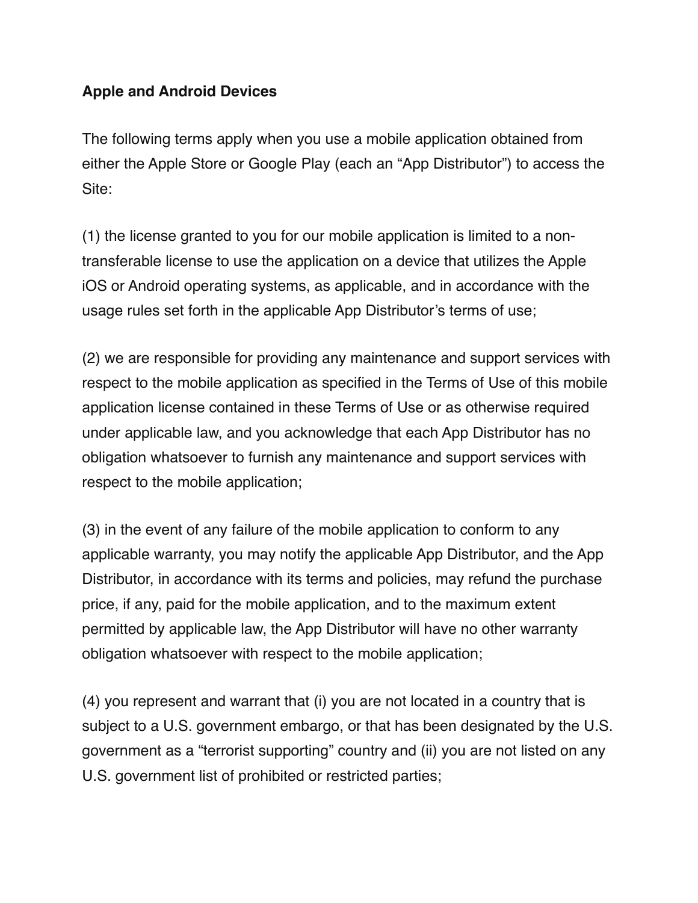**Apple and Android Devices**

The following terms apply when you use a mobile application obtained from either the Apple Store or Google Play (each an "App Distributor") to access the Site:

(1) the license granted to you for our mobile application is limited to a non-transferable license to use the application on a device that utilizes the Apple iOS or Android operating systems, as applicable, and in accordance with the usage rules set forth in the applicable App Distributor's terms of use;

(2) we are responsible for providing any maintenance and support services with respect to the mobile application as specified in the Terms of Use of this mobile application license contained in these Terms of Use or as otherwise required under applicable law, and you acknowledge that each App Distributor has no obligation whatsoever to furnish any maintenance and support services with respect to the mobile application;

(3) in the event of any failure of the mobile application to conform to any applicable warranty, you may notify the applicable App Distributor, and the App Distributor, in accordance with its terms and policies, may refund the purchase price, if any, paid for the mobile application, and to the maximum extent permitted by applicable law, the App Distributor will have no other warranty obligation whatsoever with respect to the mobile application;

(4) you represent and warrant that (i) you are not located in a country that is subject to a U.S. government embargo, or that has been designated by the U.S. government as a "terrorist supporting" country and (ii) you are not listed on any U.S. government list of prohibited or restricted parties;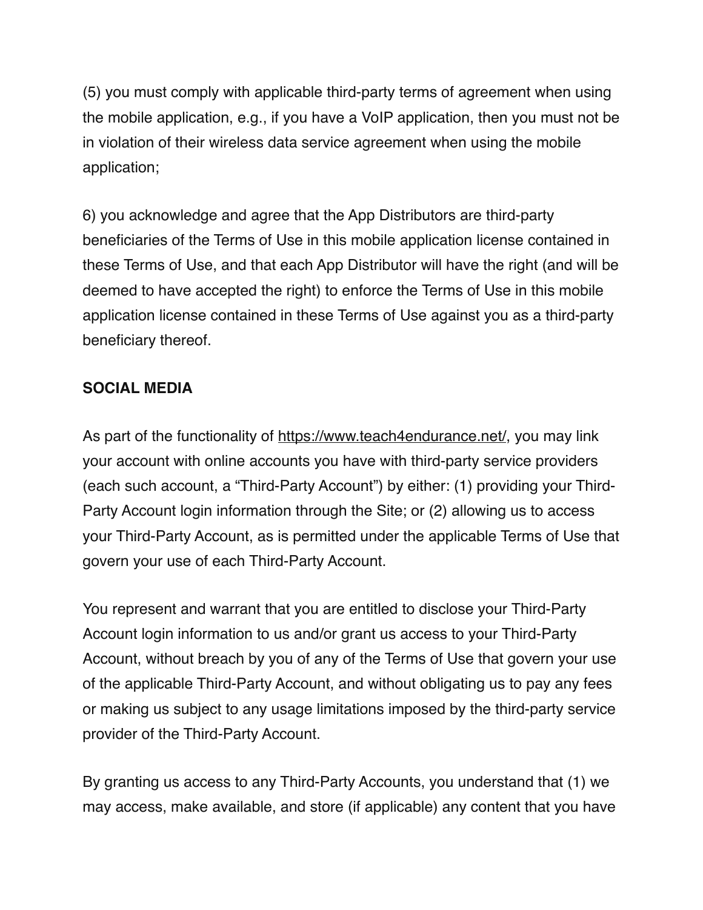(5) you must comply with applicable third-party terms of agreement when using the mobile application, e.g., if you have a VoIP application, then you must not be in violation of their wireless data service agreement when using the mobile application;

6) you acknowledge and agree that the App Distributors are third-party beneficiaries of the Terms of Use in this mobile application license contained in these Terms of Use, and that each App Distributor will have the right (and will be deemed to have accepted the right) to enforce the Terms of Use in this mobile application license contained in these Terms of Use against you as a third-party beneficiary thereof.

**SOCIAL MEDIA**

As part of the functionality of https://www.teach4endurance.net/, you may link your account with online accounts you have with third-party service providers (each such account, a "Third-Party Account") by either: (1) providing your Third-Party Account login information through the Site; or (2) allowing us to access your Third-Party Account, as is permitted under the applicable Terms of Use that govern your use of each Third-Party Account.

You represent and warrant that you are entitled to disclose your Third-Party Account login information to us and/or grant us access to your Third-Party Account, without breach by you of any of the Terms of Use that govern your use of the applicable Third-Party Account, and without obligating us to pay any fees or making us subject to any usage limitations imposed by the third-party service provider of the Third-Party Account.

By granting us access to any Third-Party Accounts, you understand that (1) we may access, make available, and store (if applicable) any content that you have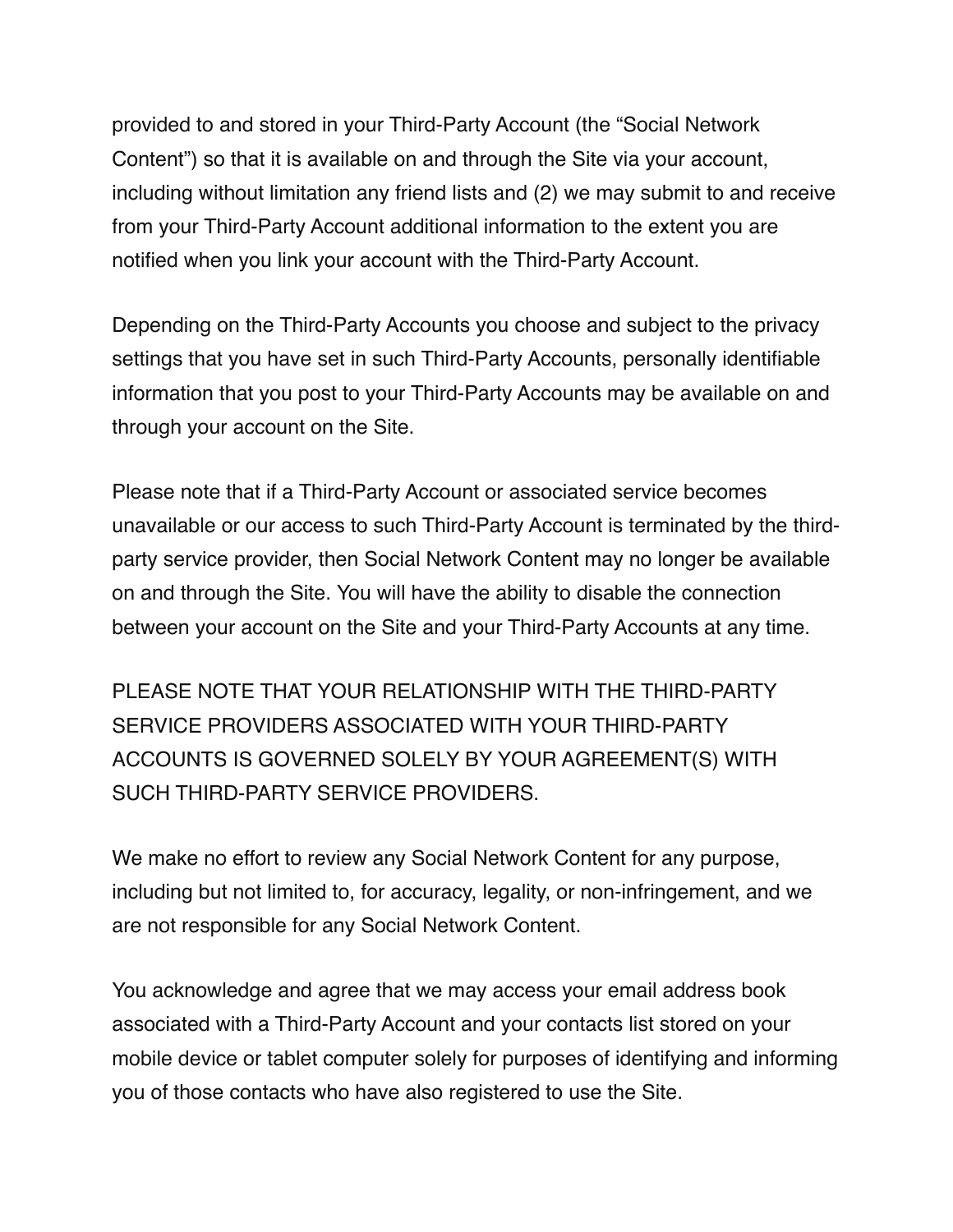provided to and stored in your Third-Party Account (the "Social Network Content") so that it is available on and through the Site via your account, including without limitation any friend lists and (2) we may submit to and receive from your Third-Party Account additional information to the extent you are notified when you link your account with the Third-Party Account.

Depending on the Third-Party Accounts you choose and subject to the privacy settings that you have set in such Third-Party Accounts, personally identifiable information that you post to your Third-Party Accounts may be available on and through your account on the Site.

Please note that if a Third-Party Account or associated service becomes unavailable or our access to such Third-Party Account is terminated by the third-party service provider, then Social Network Content may no longer be available on and through the Site. You will have the ability to disable the connection between your account on the Site and your Third-Party Accounts at any time.

PLEASE NOTE THAT YOUR RELATIONSHIP WITH THE THIRD-PARTY SERVICE PROVIDERS ASSOCIATED WITH YOUR THIRD-PARTY ACCOUNTS IS GOVERNED SOLELY BY YOUR AGREEMENT(S) WITH SUCH THIRD-PARTY SERVICE PROVIDERS.

We make no effort to review any Social Network Content for any purpose, including but not limited to, for accuracy, legality, or non-infringement, and we are not responsible for any Social Network Content.

You acknowledge and agree that we may access your email address book associated with a Third-Party Account and your contacts list stored on your mobile device or tablet computer solely for purposes of identifying and informing you of those contacts who have also registered to use the Site.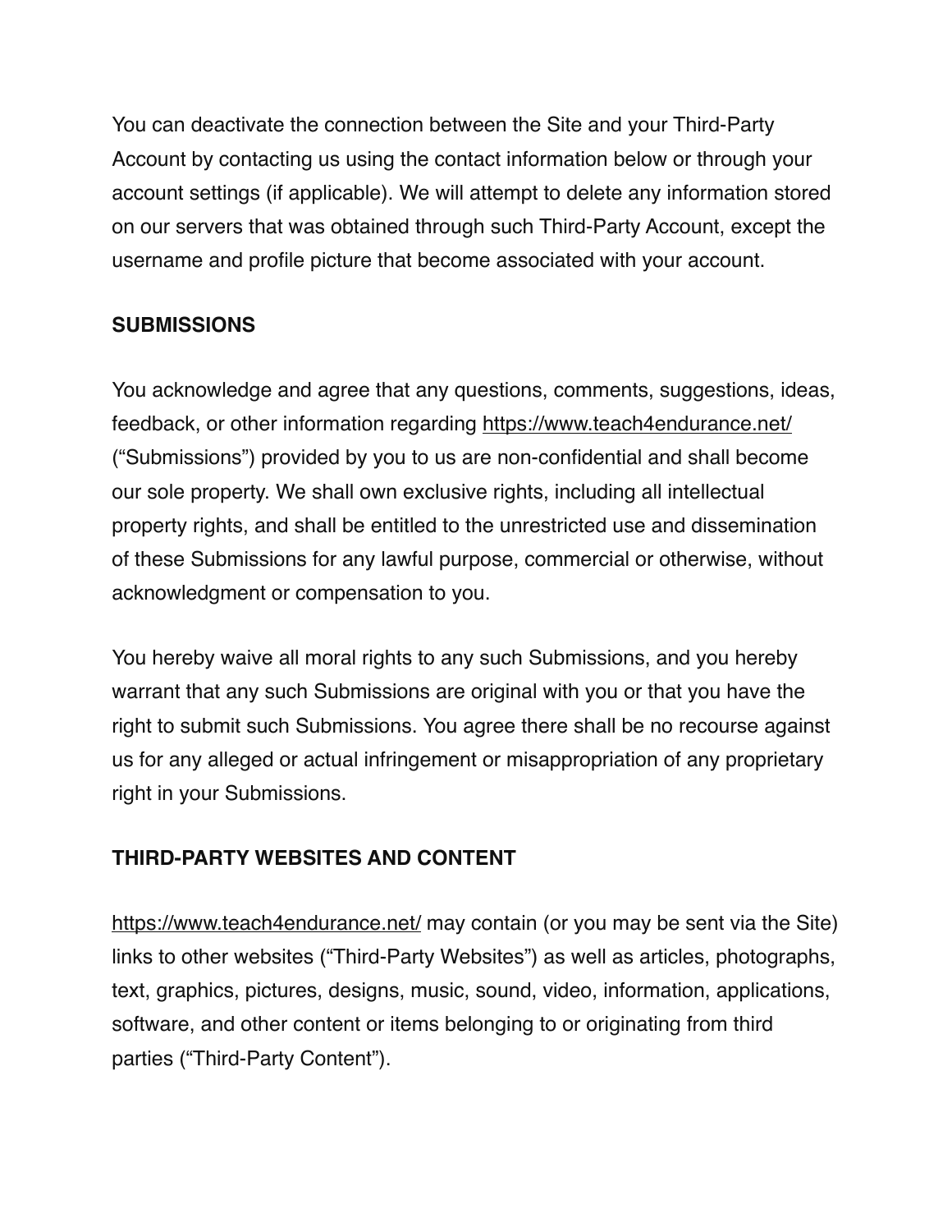You can deactivate the connection between the Site and your Third-Party Account by contacting us using the contact information below or through your account settings (if applicable). We will attempt to delete any information stored on our servers that was obtained through such Third-Party Account, except the username and profile picture that become associated with your account.

**SUBMISSIONS**

You acknowledge and agree that any questions, comments, suggestions, ideas, feedback, or other information regarding https://www.teach4endurance.net/ ("Submissions") provided by you to us are non-confidential and shall become our sole property. We shall own exclusive rights, including all intellectual property rights, and shall be entitled to the unrestricted use and dissemination of these Submissions for any lawful purpose, commercial or otherwise, without acknowledgment or compensation to you.

You hereby waive all moral rights to any such Submissions, and you hereby warrant that any such Submissions are original with you or that you have the right to submit such Submissions. You agree there shall be no recourse against us for any alleged or actual infringement or misappropriation of any proprietary right in your Submissions.

**THIRD-PARTY WEBSITES AND CONTENT**

https://www.teach4endurance.net/ may contain (or you may be sent via the Site) links to other websites ("Third-Party Websites") as well as articles, photographs, text, graphics, pictures, designs, music, sound, video, information, applications, software, and other content or items belonging to or originating from third parties ("Third-Party Content").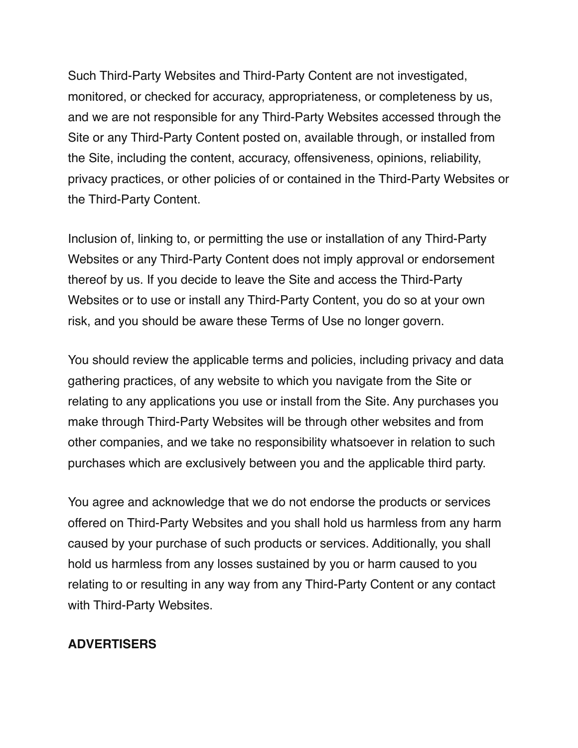Such Third-Party Websites and Third-Party Content are not investigated, monitored, or checked for accuracy, appropriateness, or completeness by us, and we are not responsible for any Third-Party Websites accessed through the Site or any Third-Party Content posted on, available through, or installed from the Site, including the content, accuracy, offensiveness, opinions, reliability, privacy practices, or other policies of or contained in the Third-Party Websites or the Third-Party Content.

Inclusion of, linking to, or permitting the use or installation of any Third-Party Websites or any Third-Party Content does not imply approval or endorsement thereof by us. If you decide to leave the Site and access the Third-Party Websites or to use or install any Third-Party Content, you do so at your own risk, and you should be aware these Terms of Use no longer govern.

You should review the applicable terms and policies, including privacy and data gathering practices, of any website to which you navigate from the Site or relating to any applications you use or install from the Site. Any purchases you make through Third-Party Websites will be through other websites and from other companies, and we take no responsibility whatsoever in relation to such purchases which are exclusively between you and the applicable third party.

You agree and acknowledge that we do not endorse the products or services offered on Third-Party Websites and you shall hold us harmless from any harm caused by your purchase of such products or services. Additionally, you shall hold us harmless from any losses sustained by you or harm caused to you relating to or resulting in any way from any Third-Party Content or any contact with Third-Party Websites.

**ADVERTISERS**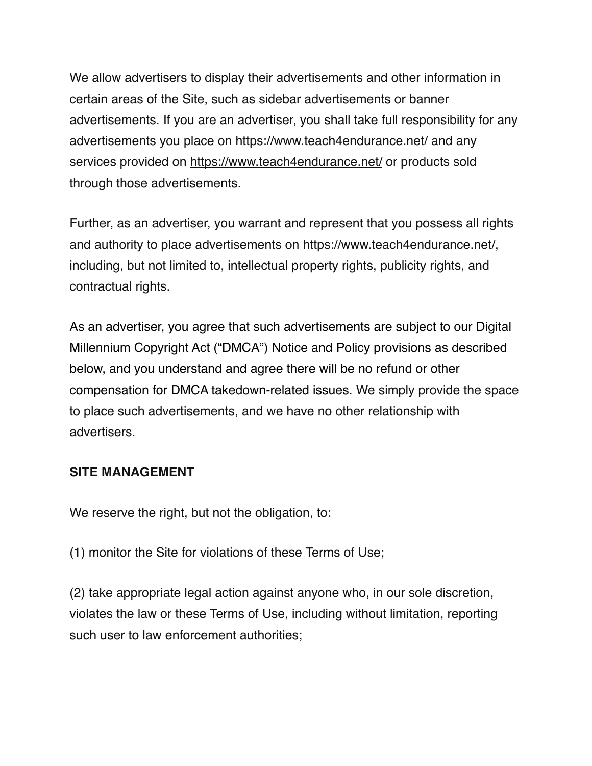We allow advertisers to display their advertisements and other information in certain areas of the Site, such as sidebar advertisements or banner advertisements. If you are an advertiser, you shall take full responsibility for any advertisements you place on https://www.teach4endurance.net/ and any services provided on https://www.teach4endurance.net/ or products sold through those advertisements.

Further, as an advertiser, you warrant and represent that you possess all rights and authority to place advertisements on https://www.teach4endurance.net/, including, but not limited to, intellectual property rights, publicity rights, and contractual rights.

As an advertiser, you agree that such advertisements are subject to our Digital Millennium Copyright Act ("DMCA") Notice and Policy provisions as described below, and you understand and agree there will be no refund or other compensation for DMCA takedown-related issues. We simply provide the space to place such advertisements, and we have no other relationship with advertisers.

**SITE MANAGEMENT**

We reserve the right, but not the obligation, to:

(1) monitor the Site for violations of these Terms of Use;

(2) take appropriate legal action against anyone who, in our sole discretion, violates the law or these Terms of Use, including without limitation, reporting such user to law enforcement authorities;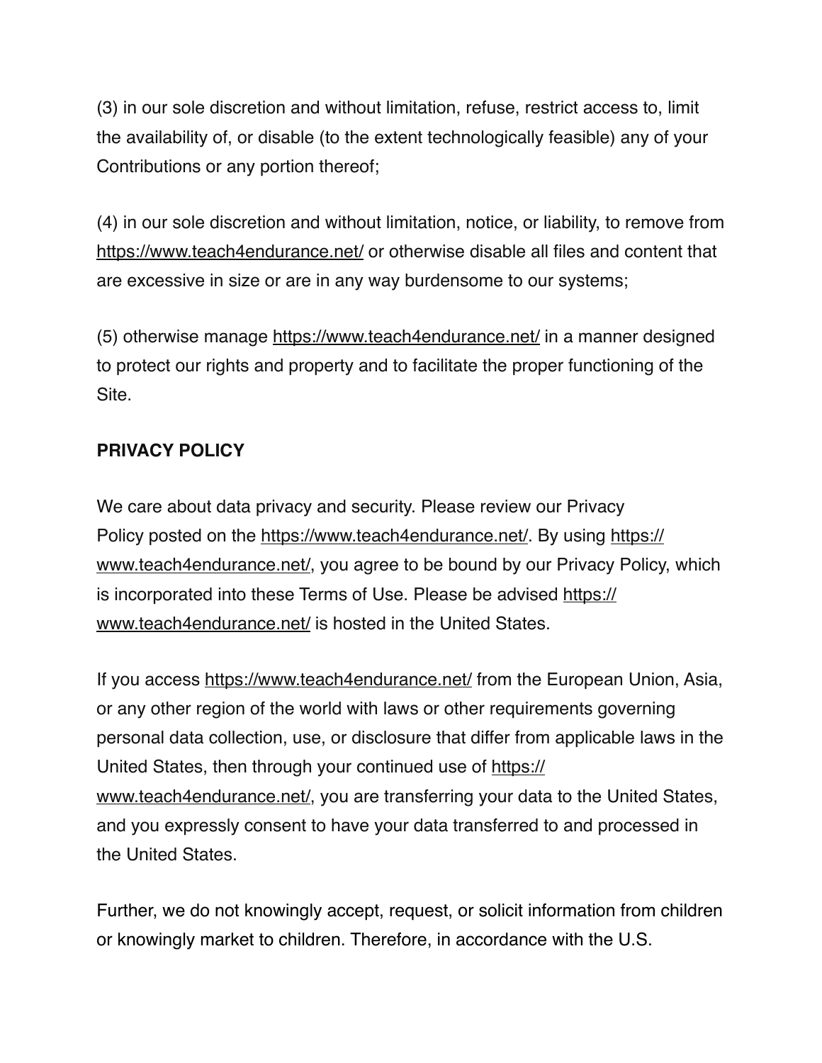(3) in our sole discretion and without limitation, refuse, restrict access to, limit the availability of, or disable (to the extent technologically feasible) any of your Contributions or any portion thereof;

(4) in our sole discretion and without limitation, notice, or liability, to remove from https://www.teach4endurance.net/ or otherwise disable all files and content that are excessive in size or are in any way burdensome to our systems;

(5) otherwise manage https://www.teach4endurance.net/ in a manner designed to protect our rights and property and to facilitate the proper functioning of the Site.

**PRIVACY POLICY**

We care about data privacy and security. Please review our Privacy Policy posted on the https://www.teach4endurance.net/. By using https://www.teach4endurance.net/, you agree to be bound by our Privacy Policy, which is incorporated into these Terms of Use. Please be advised https://www.teach4endurance.net/ is hosted in the United States.

If you access https://www.teach4endurance.net/ from the European Union, Asia, or any other region of the world with laws or other requirements governing personal data collection, use, or disclosure that differ from applicable laws in the United States, then through your continued use of https://www.teach4endurance.net/, you are transferring your data to the United States, and you expressly consent to have your data transferred to and processed in the United States.

Further, we do not knowingly accept, request, or solicit information from children or knowingly market to children. Therefore, in accordance with the U.S.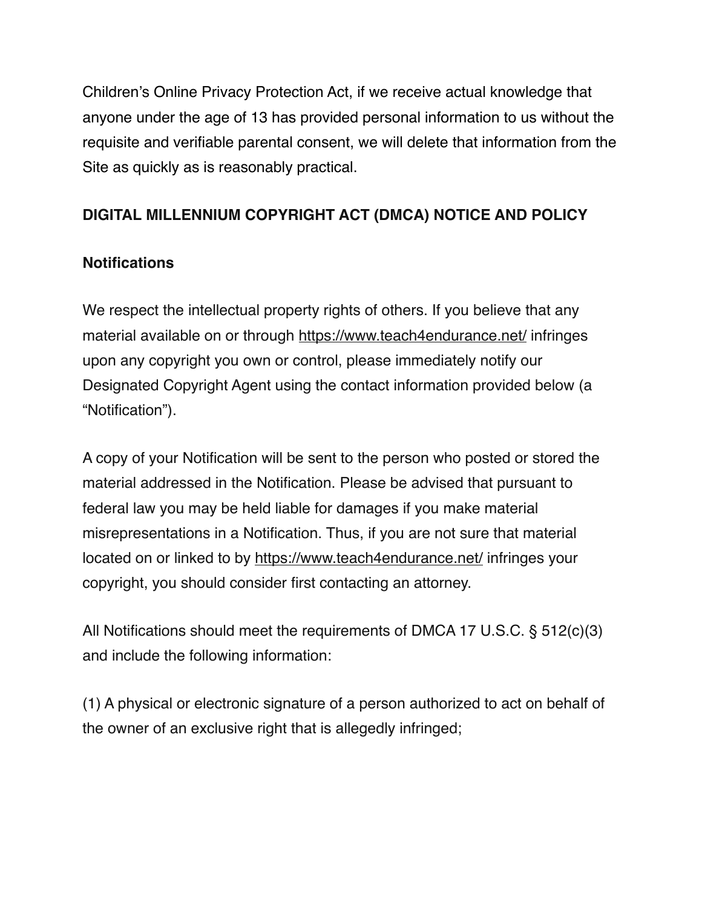Children's Online Privacy Protection Act, if we receive actual knowledge that anyone under the age of 13 has provided personal information to us without the requisite and verifiable parental consent, we will delete that information from the Site as quickly as is reasonably practical.

## DIGITAL MILLENNIUM COPYRIGHT ACT (DMCA) NOTICE AND POLICY

### Notifications

We respect the intellectual property rights of others. If you believe that any material available on or through https://www.teach4endurance.net/ infringes upon any copyright you own or control, please immediately notify our Designated Copyright Agent using the contact information provided below (a "Notification").

A copy of your Notification will be sent to the person who posted or stored the material addressed in the Notification. Please be advised that pursuant to federal law you may be held liable for damages if you make material misrepresentations in a Notification. Thus, if you are not sure that material located on or linked to by https://www.teach4endurance.net/ infringes your copyright, you should consider first contacting an attorney.

All Notifications should meet the requirements of DMCA 17 U.S.C. § 512(c)(3) and include the following information:

(1) A physical or electronic signature of a person authorized to act on behalf of the owner of an exclusive right that is allegedly infringed;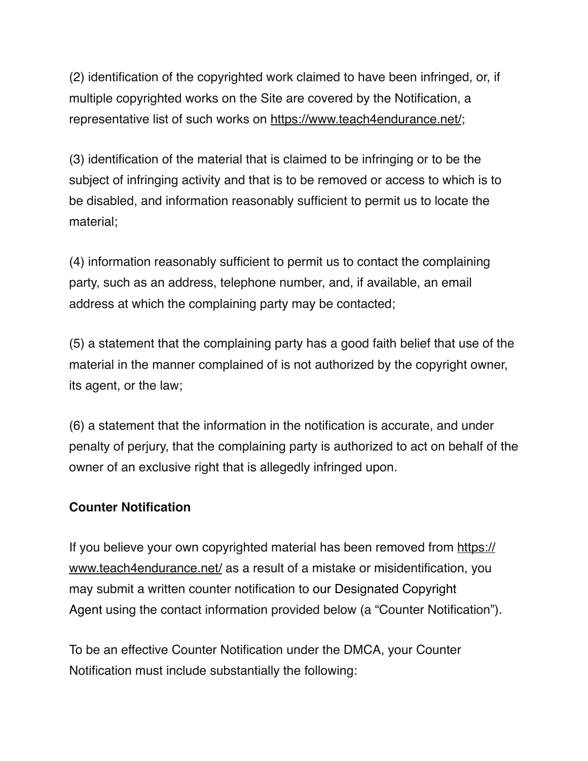(2) identification of the copyrighted work claimed to have been infringed, or, if multiple copyrighted works on the Site are covered by the Notification, a representative list of such works on https://www.teach4endurance.net/;

(3) identification of the material that is claimed to be infringing or to be the subject of infringing activity and that is to be removed or access to which is to be disabled, and information reasonably sufficient to permit us to locate the material;

(4) information reasonably sufficient to permit us to contact the complaining party, such as an address, telephone number, and, if available, an email address at which the complaining party may be contacted;

(5) a statement that the complaining party has a good faith belief that use of the material in the manner complained of is not authorized by the copyright owner, its agent, or the law;

(6) a statement that the information in the notification is accurate, and under penalty of perjury, that the complaining party is authorized to act on behalf of the owner of an exclusive right that is allegedly infringed upon.

**Counter Notification**

If you believe your own copyrighted material has been removed from https://www.teach4endurance.net/ as a result of a mistake or misidentification, you may submit a written counter notification to our Designated Copyright Agent using the contact information provided below (a "Counter Notification").

To be an effective Counter Notification under the DMCA, your Counter Notification must include substantially the following: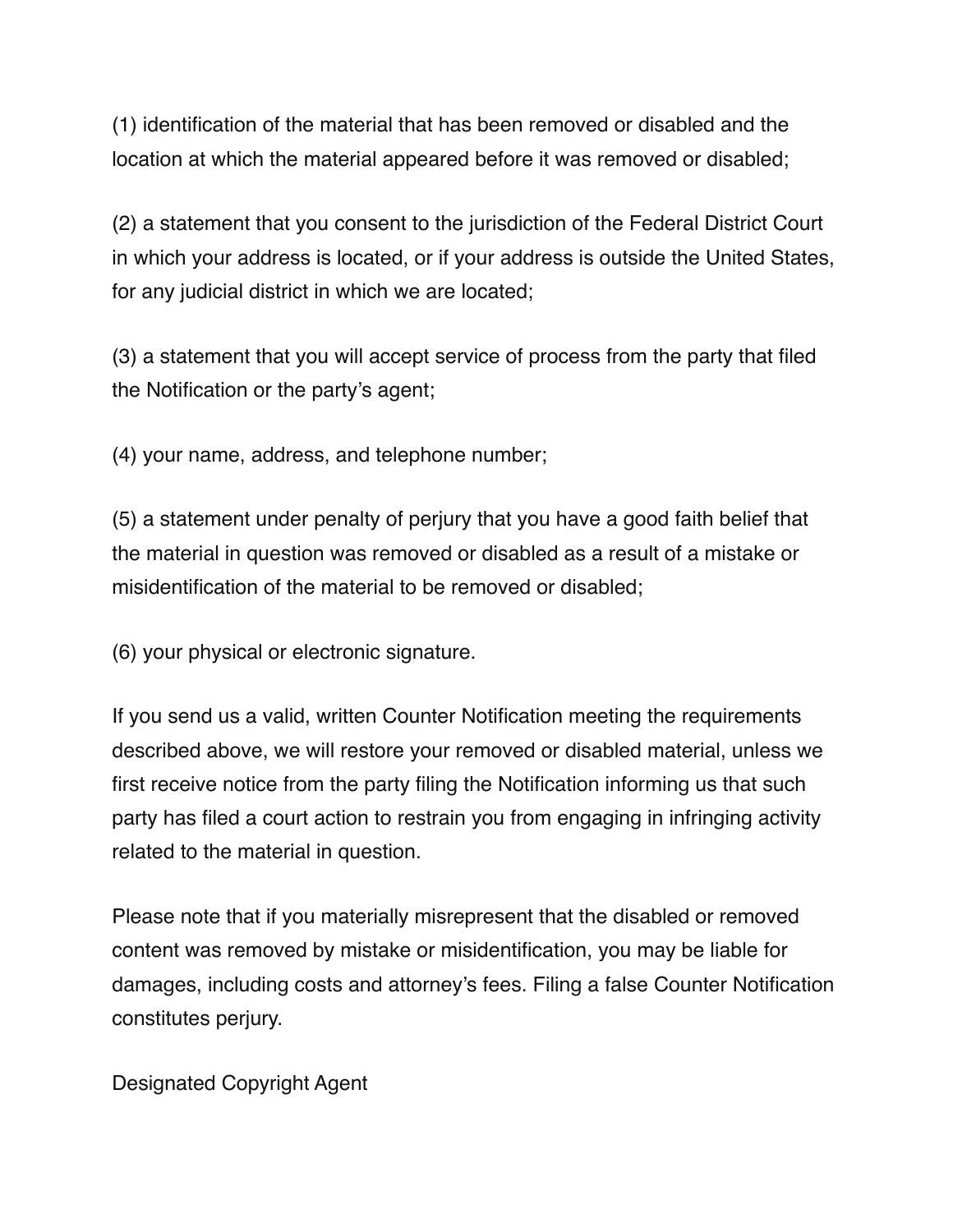(1) identification of the material that has been removed or disabled and the location at which the material appeared before it was removed or disabled;

(2) a statement that you consent to the jurisdiction of the Federal District Court in which your address is located, or if your address is outside the United States, for any judicial district in which we are located;

(3) a statement that you will accept service of process from the party that filed the Notification or the party's agent;

(4) your name, address, and telephone number;

(5) a statement under penalty of perjury that you have a good faith belief that the material in question was removed or disabled as a result of a mistake or misidentification of the material to be removed or disabled;

(6) your physical or electronic signature.

If you send us a valid, written Counter Notification meeting the requirements described above, we will restore your removed or disabled material, unless we first receive notice from the party filing the Notification informing us that such party has filed a court action to restrain you from engaging in infringing activity related to the material in question.

Please note that if you materially misrepresent that the disabled or removed content was removed by mistake or misidentification, you may be liable for damages, including costs and attorney's fees. Filing a false Counter Notification constitutes perjury.

Designated Copyright Agent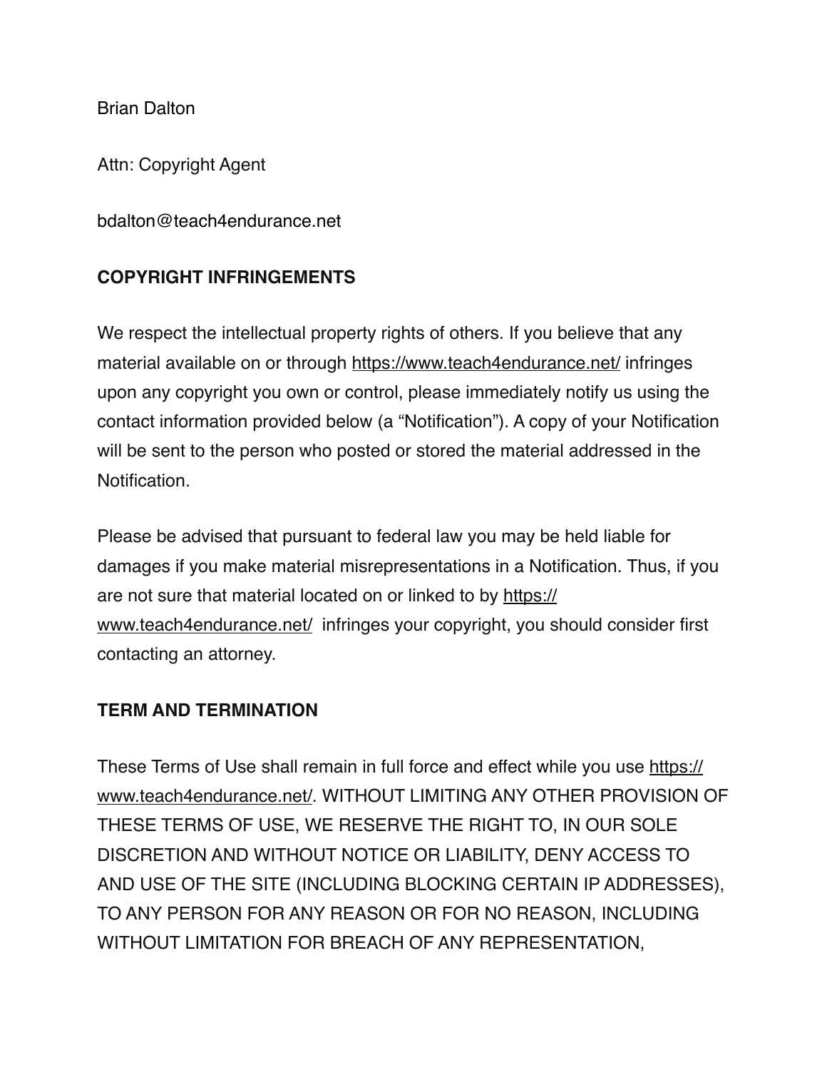Brian Dalton

Attn: Copyright Agent

bdalton@teach4endurance.net

**COPYRIGHT INFRINGEMENTS**

We respect the intellectual property rights of others. If you believe that any material available on or through https://www.teach4endurance.net/ infringes upon any copyright you own or control, please immediately notify us using the contact information provided below (a "Notification"). A copy of your Notification will be sent to the person who posted or stored the material addressed in the Notification.

Please be advised that pursuant to federal law you may be held liable for damages if you make material misrepresentations in a Notification. Thus, if you are not sure that material located on or linked to by https://www.teach4endurance.net/ infringes your copyright, you should consider first contacting an attorney.

**TERM AND TERMINATION**

These Terms of Use shall remain in full force and effect while you use https://www.teach4endurance.net/. WITHOUT LIMITING ANY OTHER PROVISION OF THESE TERMS OF USE, WE RESERVE THE RIGHT TO, IN OUR SOLE DISCRETION AND WITHOUT NOTICE OR LIABILITY, DENY ACCESS TO AND USE OF THE SITE (INCLUDING BLOCKING CERTAIN IP ADDRESSES), TO ANY PERSON FOR ANY REASON OR FOR NO REASON, INCLUDING WITHOUT LIMITATION FOR BREACH OF ANY REPRESENTATION,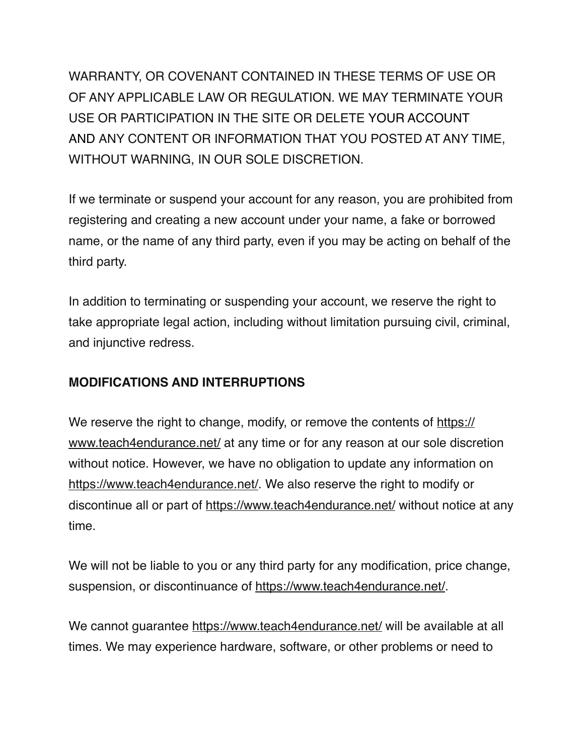WARRANTY, OR COVENANT CONTAINED IN THESE TERMS OF USE OR OF ANY APPLICABLE LAW OR REGULATION. WE MAY TERMINATE YOUR USE OR PARTICIPATION IN THE SITE OR DELETE YOUR ACCOUNT AND ANY CONTENT OR INFORMATION THAT YOU POSTED AT ANY TIME, WITHOUT WARNING, IN OUR SOLE DISCRETION.

If we terminate or suspend your account for any reason, you are prohibited from registering and creating a new account under your name, a fake or borrowed name, or the name of any third party, even if you may be acting on behalf of the third party.

In addition to terminating or suspending your account, we reserve the right to take appropriate legal action, including without limitation pursuing civil, criminal, and injunctive redress.

**MODIFICATIONS AND INTERRUPTIONS**

We reserve the right to change, modify, or remove the contents of https://www.teach4endurance.net/ at any time or for any reason at our sole discretion without notice. However, we have no obligation to update any information on https://www.teach4endurance.net/. We also reserve the right to modify or discontinue all or part of https://www.teach4endurance.net/ without notice at any time.

We will not be liable to you or any third party for any modification, price change, suspension, or discontinuance of https://www.teach4endurance.net/.

We cannot guarantee https://www.teach4endurance.net/ will be available at all times. We may experience hardware, software, or other problems or need to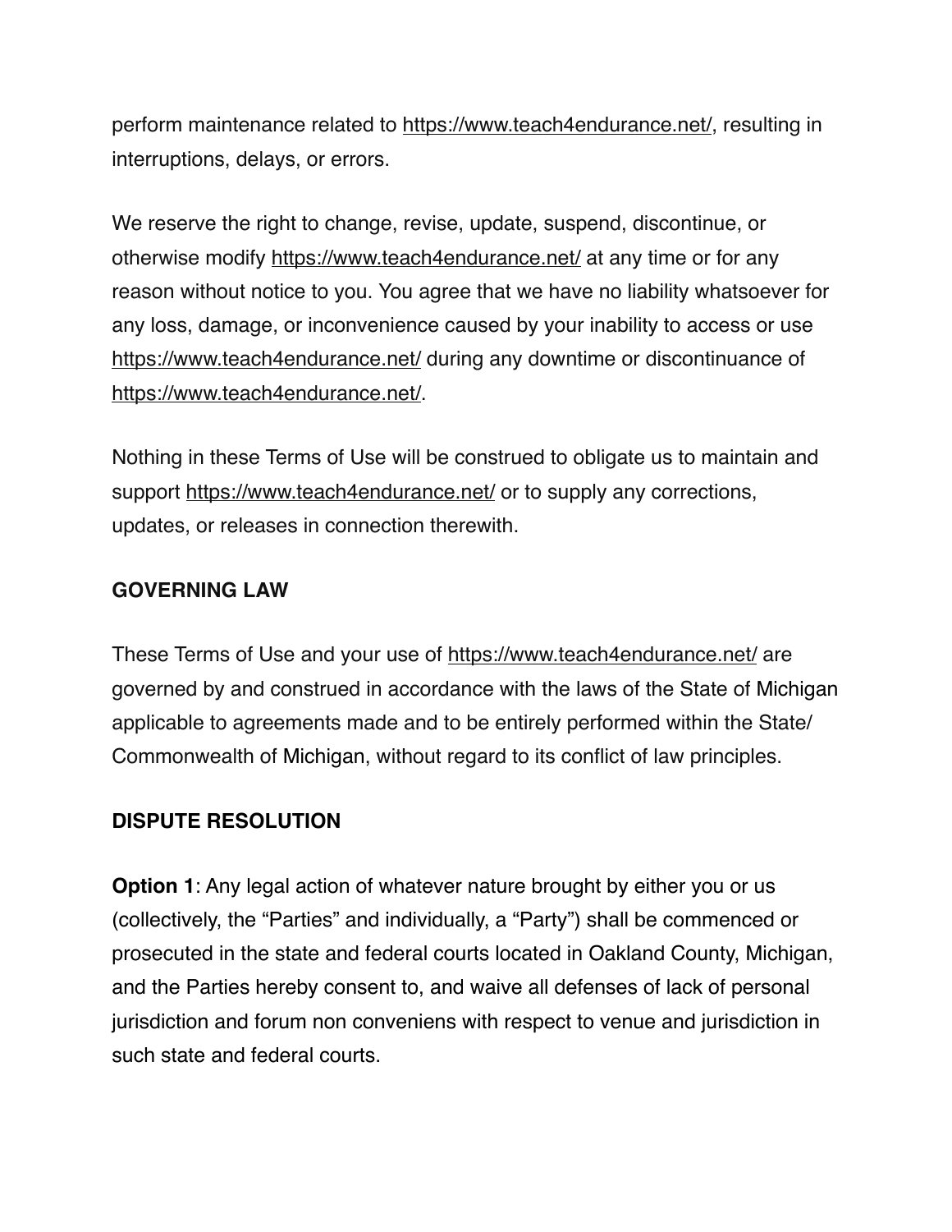perform maintenance related to https://www.teach4endurance.net/, resulting in interruptions, delays, or errors.

We reserve the right to change, revise, update, suspend, discontinue, or otherwise modify https://www.teach4endurance.net/ at any time or for any reason without notice to you. You agree that we have no liability whatsoever for any loss, damage, or inconvenience caused by your inability to access or use https://www.teach4endurance.net/ during any downtime or discontinuance of https://www.teach4endurance.net/.

Nothing in these Terms of Use will be construed to obligate us to maintain and support https://www.teach4endurance.net/ or to supply any corrections, updates, or releases in connection therewith.

**GOVERNING LAW**

These Terms of Use and your use of https://www.teach4endurance.net/ are governed by and construed in accordance with the laws of the State of Michigan applicable to agreements made and to be entirely performed within the State/Commonwealth of Michigan, without regard to its conflict of law principles.

**DISPUTE RESOLUTION**

**Option 1**: Any legal action of whatever nature brought by either you or us (collectively, the "Parties" and individually, a "Party") shall be commenced or prosecuted in the state and federal courts located in Oakland County, Michigan, and the Parties hereby consent to, and waive all defenses of lack of personal jurisdiction and forum non conveniens with respect to venue and jurisdiction in such state and federal courts.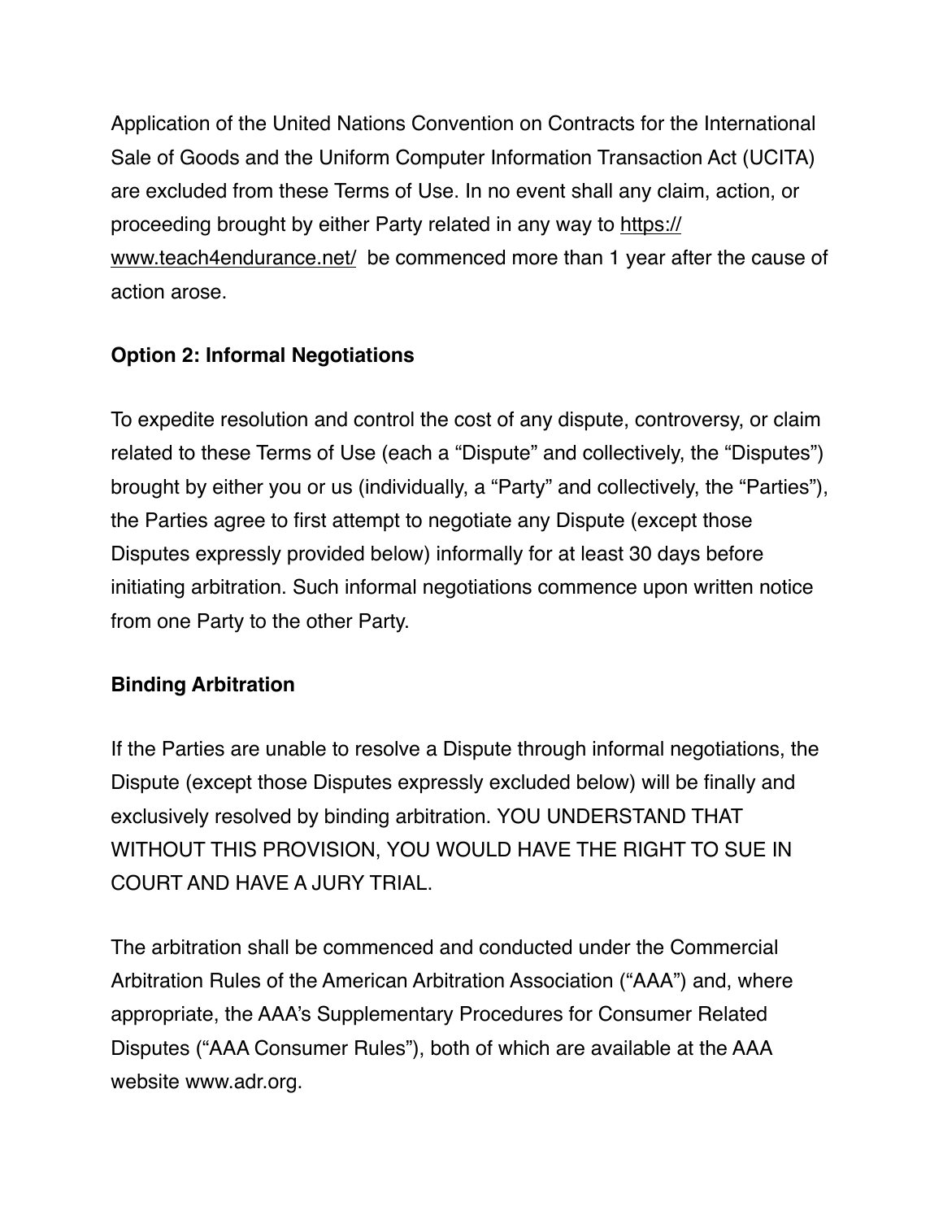Application of the United Nations Convention on Contracts for the International Sale of Goods and the Uniform Computer Information Transaction Act (UCITA) are excluded from these Terms of Use. In no event shall any claim, action, or proceeding brought by either Party related in any way to https://www.teach4endurance.net/ be commenced more than 1 year after the cause of action arose.

**Option 2: Informal Negotiations**

To expedite resolution and control the cost of any dispute, controversy, or claim related to these Terms of Use (each a "Dispute" and collectively, the "Disputes") brought by either you or us (individually, a "Party" and collectively, the "Parties"), the Parties agree to first attempt to negotiate any Dispute (except those Disputes expressly provided below) informally for at least 30 days before initiating arbitration. Such informal negotiations commence upon written notice from one Party to the other Party.

**Binding Arbitration**

If the Parties are unable to resolve a Dispute through informal negotiations, the Dispute (except those Disputes expressly excluded below) will be finally and exclusively resolved by binding arbitration. YOU UNDERSTAND THAT WITHOUT THIS PROVISION, YOU WOULD HAVE THE RIGHT TO SUE IN COURT AND HAVE A JURY TRIAL.

The arbitration shall be commenced and conducted under the Commercial Arbitration Rules of the American Arbitration Association ("AAA") and, where appropriate, the AAA's Supplementary Procedures for Consumer Related Disputes ("AAA Consumer Rules"), both of which are available at the AAA website www.adr.org.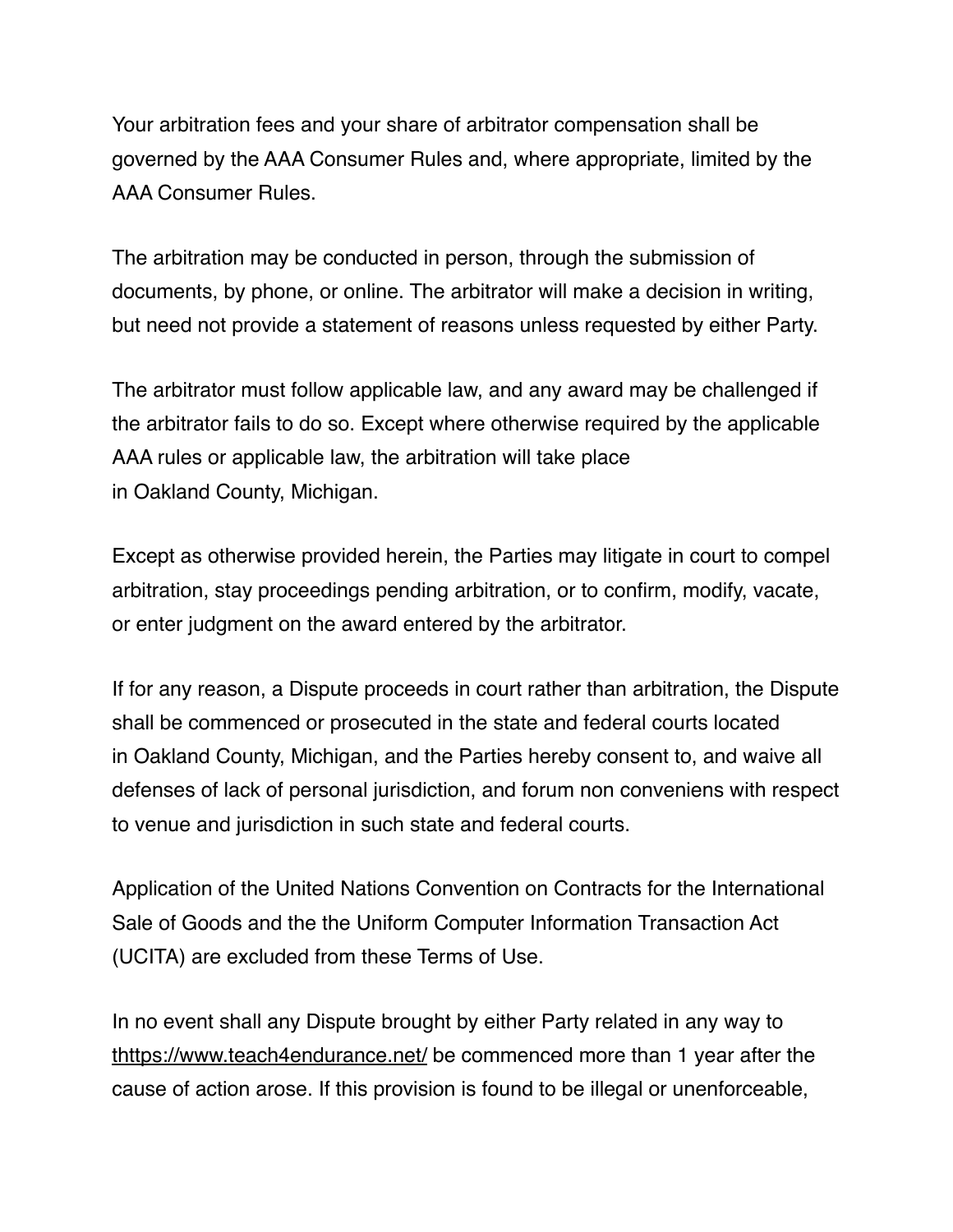Your arbitration fees and your share of arbitrator compensation shall be governed by the AAA Consumer Rules and, where appropriate, limited by the AAA Consumer Rules.

The arbitration may be conducted in person, through the submission of documents, by phone, or online. The arbitrator will make a decision in writing, but need not provide a statement of reasons unless requested by either Party.

The arbitrator must follow applicable law, and any award may be challenged if the arbitrator fails to do so. Except where otherwise required by the applicable AAA rules or applicable law, the arbitration will take place in Oakland County, Michigan.

Except as otherwise provided herein, the Parties may litigate in court to compel arbitration, stay proceedings pending arbitration, or to confirm, modify, vacate, or enter judgment on the award entered by the arbitrator.

If for any reason, a Dispute proceeds in court rather than arbitration, the Dispute shall be commenced or prosecuted in the state and federal courts located in Oakland County, Michigan, and the Parties hereby consent to, and waive all defenses of lack of personal jurisdiction, and forum non conveniens with respect to venue and jurisdiction in such state and federal courts.

Application of the United Nations Convention on Contracts for the International Sale of Goods and the the Uniform Computer Information Transaction Act (UCITA) are excluded from these Terms of Use.

In no event shall any Dispute brought by either Party related in any way to thttps://www.teach4endurance.net/ be commenced more than 1 year after the cause of action arose. If this provision is found to be illegal or unenforceable,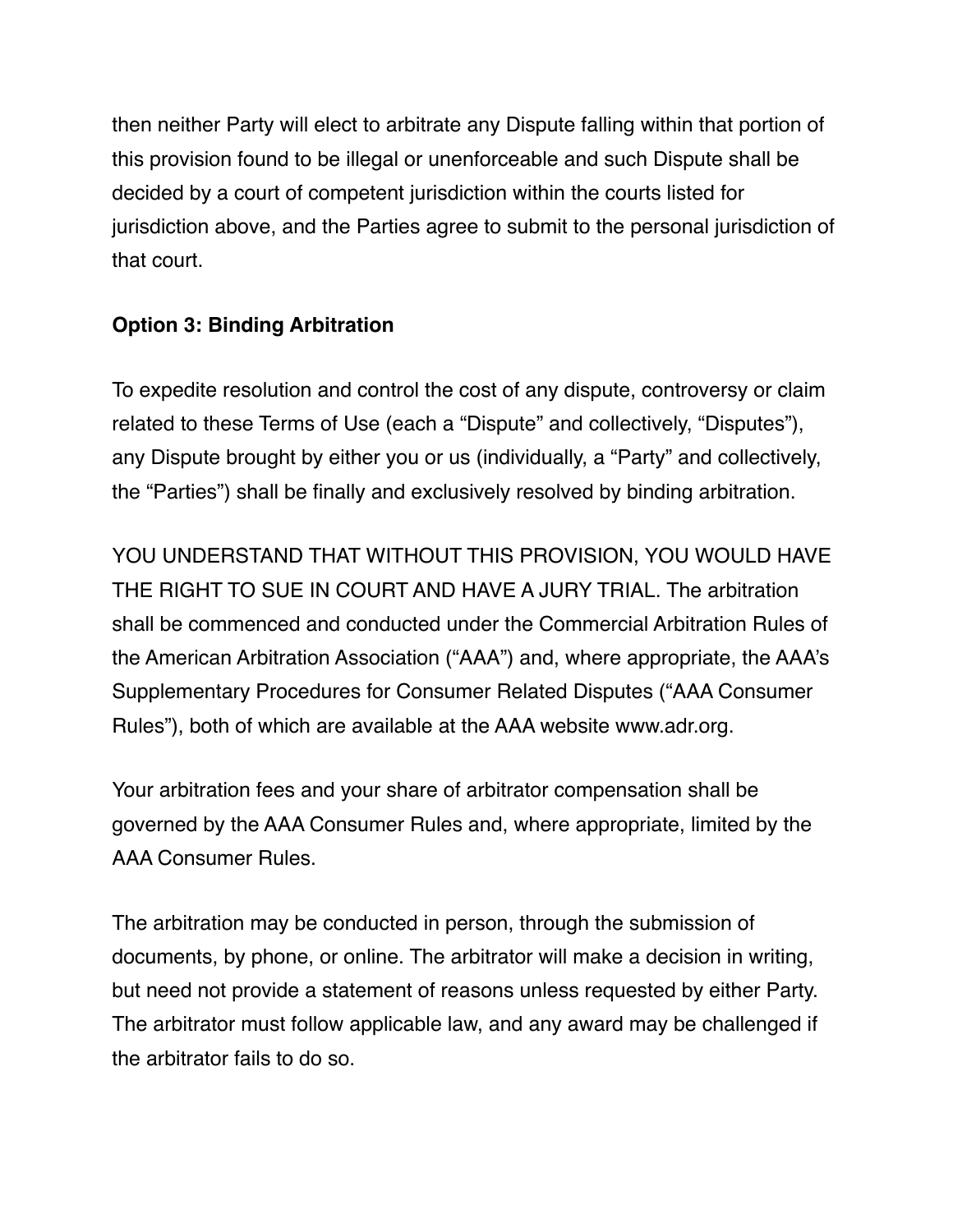then neither Party will elect to arbitrate any Dispute falling within that portion of this provision found to be illegal or unenforceable and such Dispute shall be decided by a court of competent jurisdiction within the courts listed for jurisdiction above, and the Parties agree to submit to the personal jurisdiction of that court.

**Option 3: Binding Arbitration**

To expedite resolution and control the cost of any dispute, controversy or claim related to these Terms of Use (each a “Dispute” and collectively, “Disputes”), any Dispute brought by either you or us (individually, a “Party” and collectively, the “Parties”) shall be finally and exclusively resolved by binding arbitration.

YOU UNDERSTAND THAT WITHOUT THIS PROVISION, YOU WOULD HAVE THE RIGHT TO SUE IN COURT AND HAVE A JURY TRIAL. The arbitration shall be commenced and conducted under the Commercial Arbitration Rules of the American Arbitration Association (“AAA”) and, where appropriate, the AAA’s Supplementary Procedures for Consumer Related Disputes (“AAA Consumer Rules”), both of which are available at the AAA website www.adr.org.

Your arbitration fees and your share of arbitrator compensation shall be governed by the AAA Consumer Rules and, where appropriate, limited by the AAA Consumer Rules.

The arbitration may be conducted in person, through the submission of documents, by phone, or online. The arbitrator will make a decision in writing, but need not provide a statement of reasons unless requested by either Party. The arbitrator must follow applicable law, and any award may be challenged if the arbitrator fails to do so.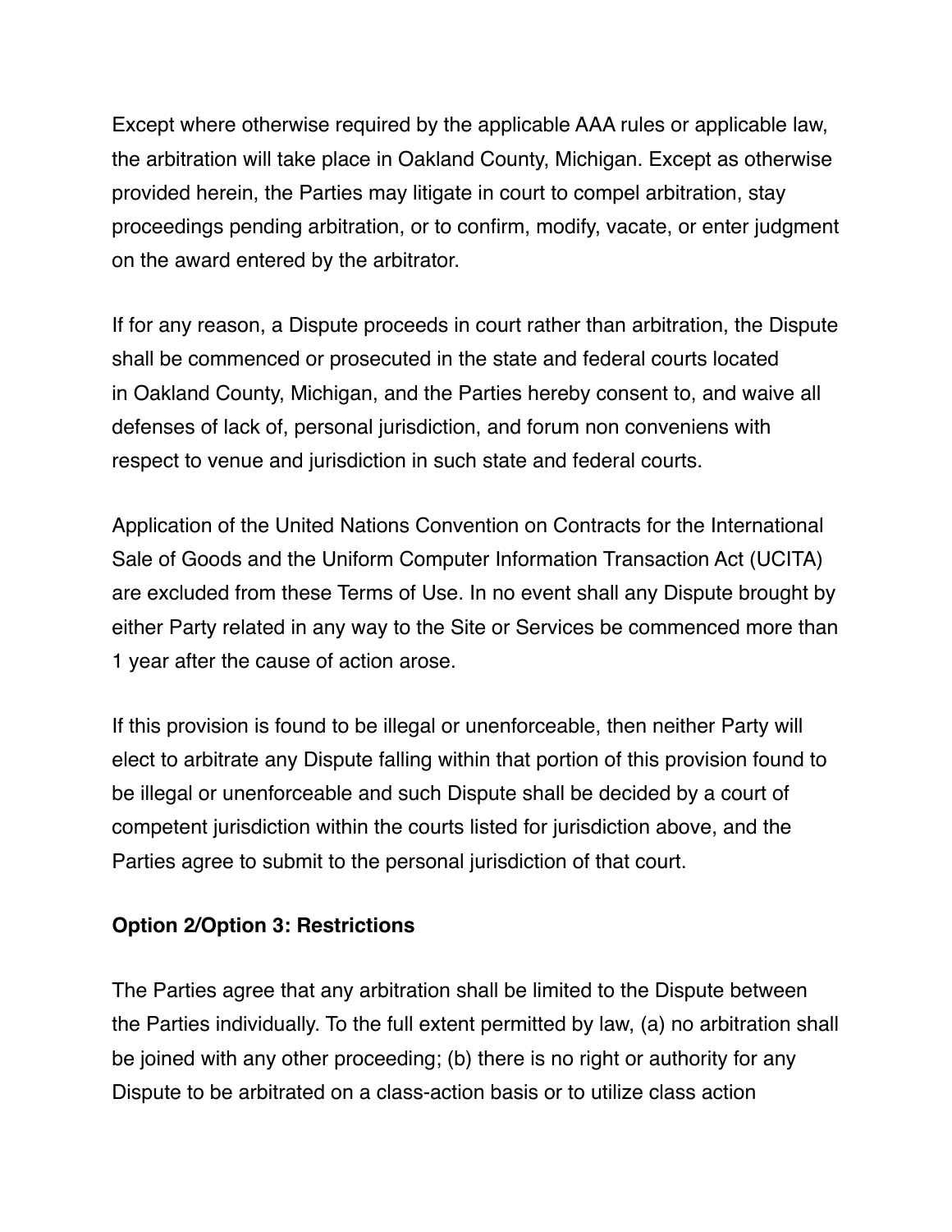Except where otherwise required by the applicable AAA rules or applicable law, the arbitration will take place in Oakland County, Michigan. Except as otherwise provided herein, the Parties may litigate in court to compel arbitration, stay proceedings pending arbitration, or to confirm, modify, vacate, or enter judgment on the award entered by the arbitrator.

If for any reason, a Dispute proceeds in court rather than arbitration, the Dispute shall be commenced or prosecuted in the state and federal courts located in Oakland County, Michigan, and the Parties hereby consent to, and waive all defenses of lack of, personal jurisdiction, and forum non conveniens with respect to venue and jurisdiction in such state and federal courts.

Application of the United Nations Convention on Contracts for the International Sale of Goods and the Uniform Computer Information Transaction Act (UCITA) are excluded from these Terms of Use. In no event shall any Dispute brought by either Party related in any way to the Site or Services be commenced more than 1 year after the cause of action arose.

If this provision is found to be illegal or unenforceable, then neither Party will elect to arbitrate any Dispute falling within that portion of this provision found to be illegal or unenforceable and such Dispute shall be decided by a court of competent jurisdiction within the courts listed for jurisdiction above, and the Parties agree to submit to the personal jurisdiction of that court.

**Option 2/Option 3: Restrictions**

The Parties agree that any arbitration shall be limited to the Dispute between the Parties individually. To the full extent permitted by law, (a) no arbitration shall be joined with any other proceeding; (b) there is no right or authority for any Dispute to be arbitrated on a class-action basis or to utilize class action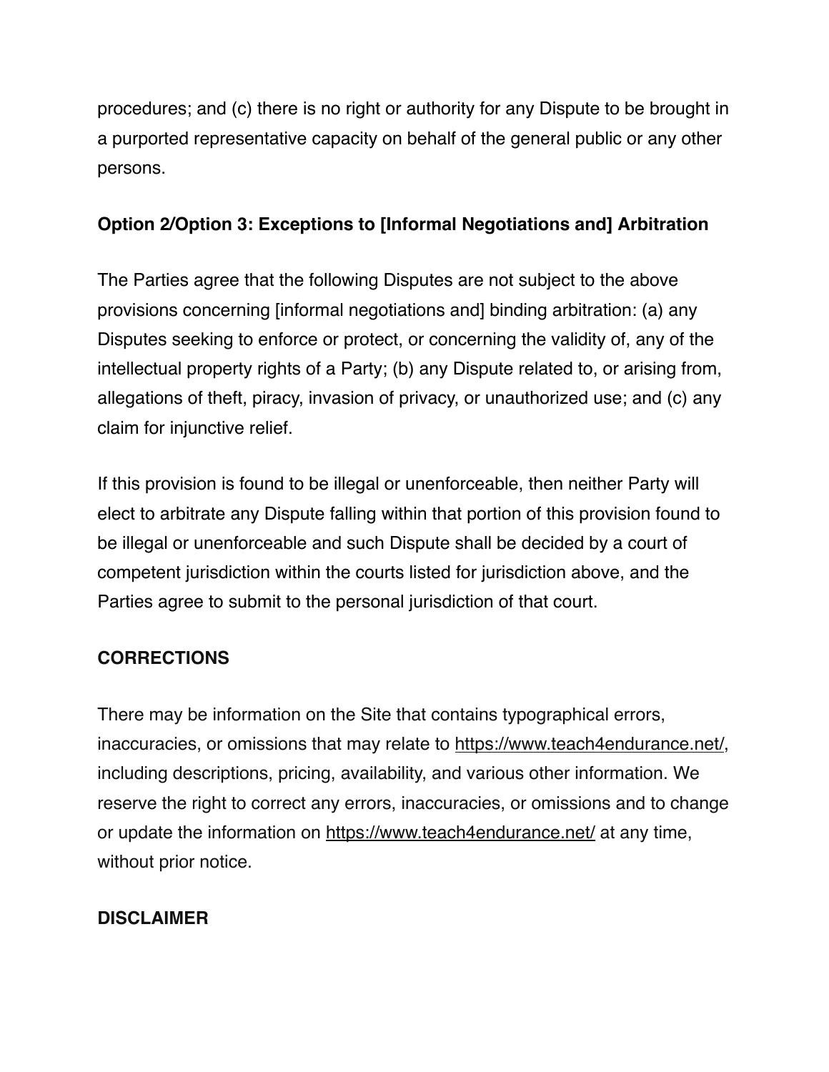procedures; and (c) there is no right or authority for any Dispute to be brought in a purported representative capacity on behalf of the general public or any other persons.

**Option 2/Option 3: Exceptions to [Informal Negotiations and] Arbitration**

The Parties agree that the following Disputes are not subject to the above provisions concerning [informal negotiations and] binding arbitration: (a) any Disputes seeking to enforce or protect, or concerning the validity of, any of the intellectual property rights of a Party; (b) any Dispute related to, or arising from, allegations of theft, piracy, invasion of privacy, or unauthorized use; and (c) any claim for injunctive relief.

If this provision is found to be illegal or unenforceable, then neither Party will elect to arbitrate any Dispute falling within that portion of this provision found to be illegal or unenforceable and such Dispute shall be decided by a court of competent jurisdiction within the courts listed for jurisdiction above, and the Parties agree to submit to the personal jurisdiction of that court.

**CORRECTIONS**

There may be information on the Site that contains typographical errors, inaccuracies, or omissions that may relate to https://www.teach4endurance.net/, including descriptions, pricing, availability, and various other information. We reserve the right to correct any errors, inaccuracies, or omissions and to change or update the information on https://www.teach4endurance.net/ at any time, without prior notice.

**DISCLAIMER**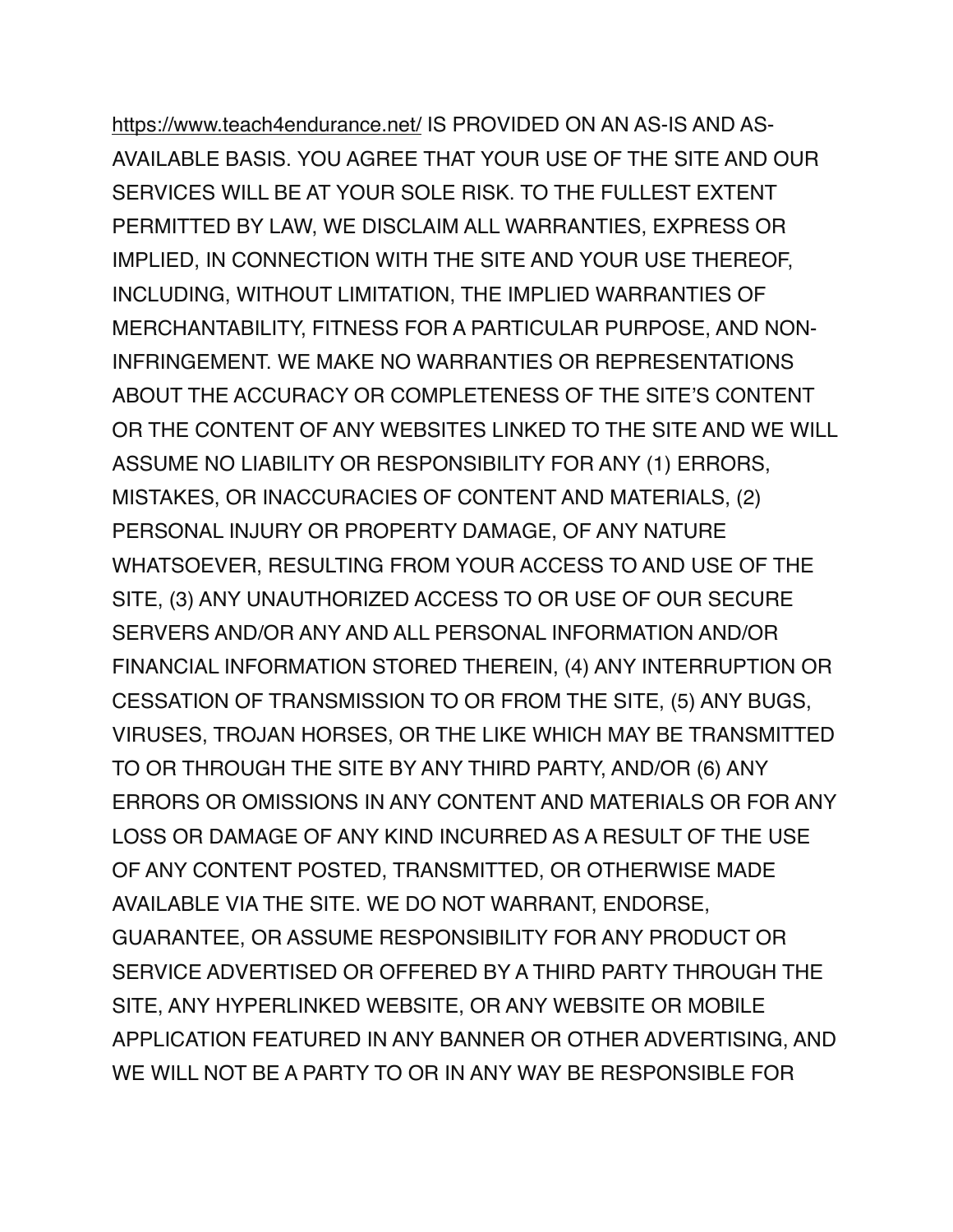https://www.teach4endurance.net/ IS PROVIDED ON AN AS-IS AND AS-AVAILABLE BASIS. YOU AGREE THAT YOUR USE OF THE SITE AND OUR SERVICES WILL BE AT YOUR SOLE RISK. TO THE FULLEST EXTENT PERMITTED BY LAW, WE DISCLAIM ALL WARRANTIES, EXPRESS OR IMPLIED, IN CONNECTION WITH THE SITE AND YOUR USE THEREOF, INCLUDING, WITHOUT LIMITATION, THE IMPLIED WARRANTIES OF MERCHANTABILITY, FITNESS FOR A PARTICULAR PURPOSE, AND NON-INFRINGEMENT. WE MAKE NO WARRANTIES OR REPRESENTATIONS ABOUT THE ACCURACY OR COMPLETENESS OF THE SITE'S CONTENT OR THE CONTENT OF ANY WEBSITES LINKED TO THE SITE AND WE WILL ASSUME NO LIABILITY OR RESPONSIBILITY FOR ANY (1) ERRORS, MISTAKES, OR INACCURACIES OF CONTENT AND MATERIALS, (2) PERSONAL INJURY OR PROPERTY DAMAGE, OF ANY NATURE WHATSOEVER, RESULTING FROM YOUR ACCESS TO AND USE OF THE SITE, (3) ANY UNAUTHORIZED ACCESS TO OR USE OF OUR SECURE SERVERS AND/OR ANY AND ALL PERSONAL INFORMATION AND/OR FINANCIAL INFORMATION STORED THEREIN, (4) ANY INTERRUPTION OR CESSATION OF TRANSMISSION TO OR FROM THE SITE, (5) ANY BUGS, VIRUSES, TROJAN HORSES, OR THE LIKE WHICH MAY BE TRANSMITTED TO OR THROUGH THE SITE BY ANY THIRD PARTY, AND/OR (6) ANY ERRORS OR OMISSIONS IN ANY CONTENT AND MATERIALS OR FOR ANY LOSS OR DAMAGE OF ANY KIND INCURRED AS A RESULT OF THE USE OF ANY CONTENT POSTED, TRANSMITTED, OR OTHERWISE MADE AVAILABLE VIA THE SITE. WE DO NOT WARRANT, ENDORSE, GUARANTEE, OR ASSUME RESPONSIBILITY FOR ANY PRODUCT OR SERVICE ADVERTISED OR OFFERED BY A THIRD PARTY THROUGH THE SITE, ANY HYPERLINKED WEBSITE, OR ANY WEBSITE OR MOBILE APPLICATION FEATURED IN ANY BANNER OR OTHER ADVERTISING, AND WE WILL NOT BE A PARTY TO OR IN ANY WAY BE RESPONSIBLE FOR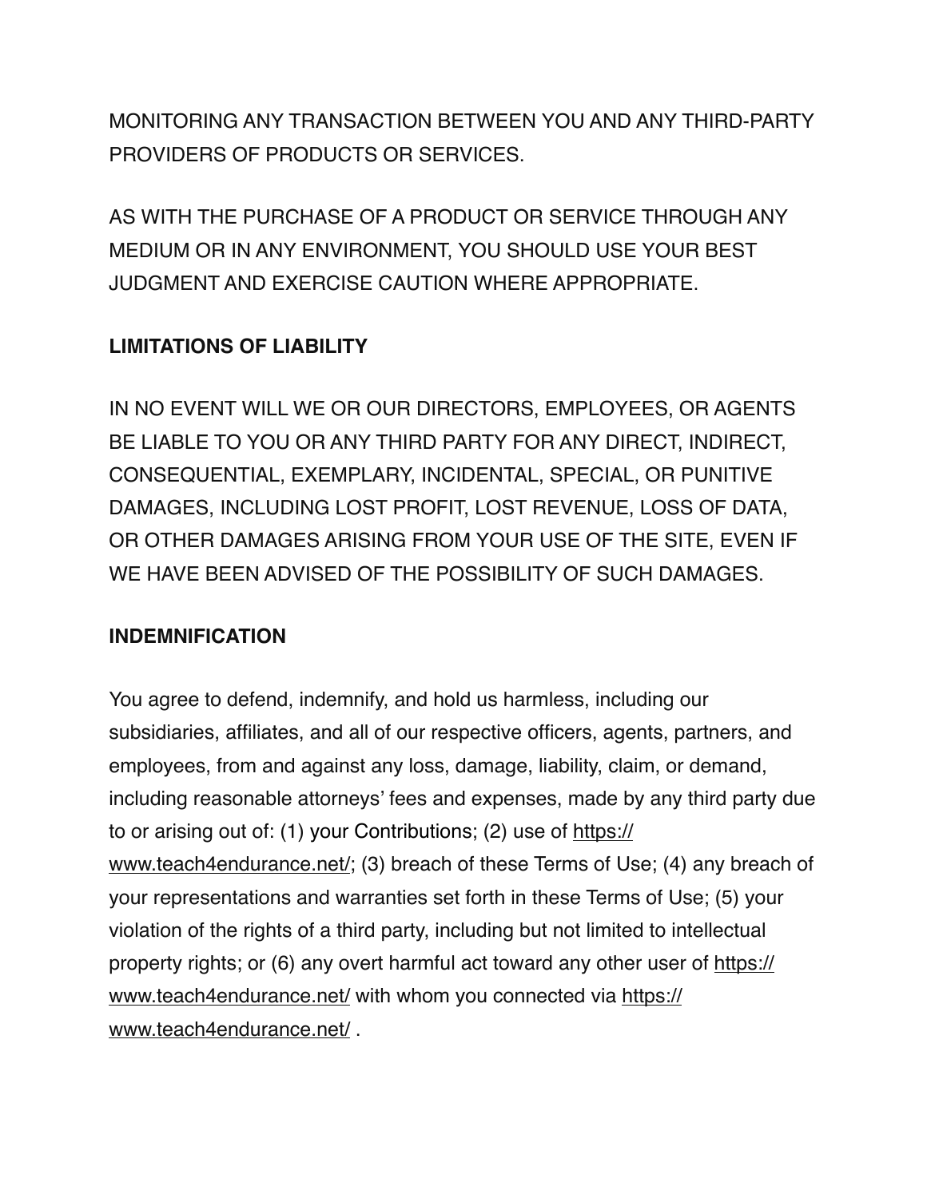MONITORING ANY TRANSACTION BETWEEN YOU AND ANY THIRD-PARTY PROVIDERS OF PRODUCTS OR SERVICES.

AS WITH THE PURCHASE OF A PRODUCT OR SERVICE THROUGH ANY MEDIUM OR IN ANY ENVIRONMENT, YOU SHOULD USE YOUR BEST JUDGMENT AND EXERCISE CAUTION WHERE APPROPRIATE.

**LIMITATIONS OF LIABILITY**

IN NO EVENT WILL WE OR OUR DIRECTORS, EMPLOYEES, OR AGENTS BE LIABLE TO YOU OR ANY THIRD PARTY FOR ANY DIRECT, INDIRECT, CONSEQUENTIAL, EXEMPLARY, INCIDENTAL, SPECIAL, OR PUNITIVE DAMAGES, INCLUDING LOST PROFIT, LOST REVENUE, LOSS OF DATA, OR OTHER DAMAGES ARISING FROM YOUR USE OF THE SITE, EVEN IF WE HAVE BEEN ADVISED OF THE POSSIBILITY OF SUCH DAMAGES.

**INDEMNIFICATION**

You agree to defend, indemnify, and hold us harmless, including our subsidiaries, affiliates, and all of our respective officers, agents, partners, and employees, from and against any loss, damage, liability, claim, or demand, including reasonable attorneys' fees and expenses, made by any third party due to or arising out of: (1) your Contributions; (2) use of https://www.teach4endurance.net/; (3) breach of these Terms of Use; (4) any breach of your representations and warranties set forth in these Terms of Use; (5) your violation of the rights of a third party, including but not limited to intellectual property rights; or (6) any overt harmful act toward any other user of https://www.teach4endurance.net/ with whom you connected via https://www.teach4endurance.net/ .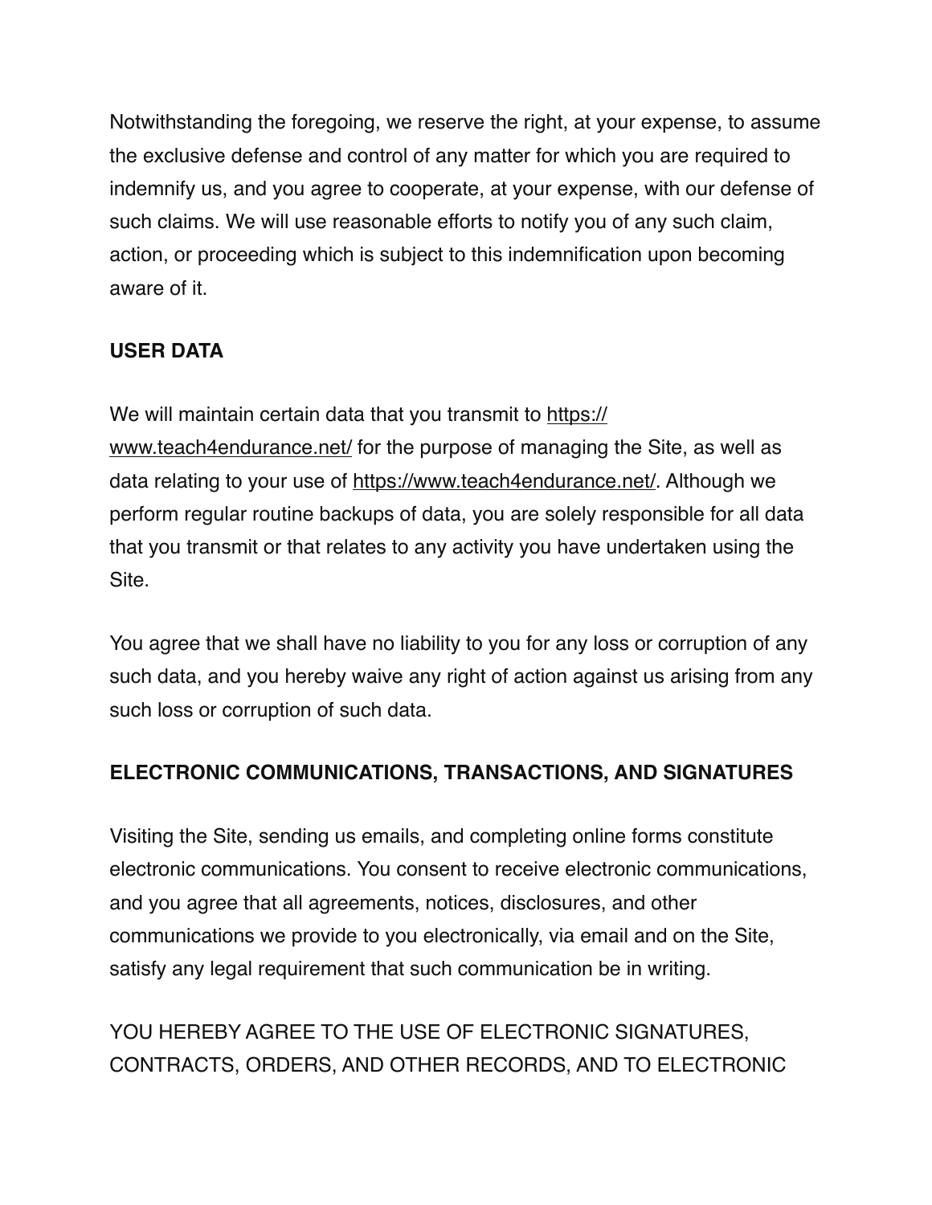Notwithstanding the foregoing, we reserve the right, at your expense, to assume the exclusive defense and control of any matter for which you are required to indemnify us, and you agree to cooperate, at your expense, with our defense of such claims. We will use reasonable efforts to notify you of any such claim, action, or proceeding which is subject to this indemnification upon becoming aware of it.

**USER DATA**

We will maintain certain data that you transmit to https://www.teach4endurance.net/ for the purpose of managing the Site, as well as data relating to your use of https://www.teach4endurance.net/. Although we perform regular routine backups of data, you are solely responsible for all data that you transmit or that relates to any activity you have undertaken using the Site.

You agree that we shall have no liability to you for any loss or corruption of any such data, and you hereby waive any right of action against us arising from any such loss or corruption of such data.

**ELECTRONIC COMMUNICATIONS, TRANSACTIONS, AND SIGNATURES**

Visiting the Site, sending us emails, and completing online forms constitute electronic communications. You consent to receive electronic communications, and you agree that all agreements, notices, disclosures, and other communications we provide to you electronically, via email and on the Site, satisfy any legal requirement that such communication be in writing.

YOU HEREBY AGREE TO THE USE OF ELECTRONIC SIGNATURES, CONTRACTS, ORDERS, AND OTHER RECORDS, AND TO ELECTRONIC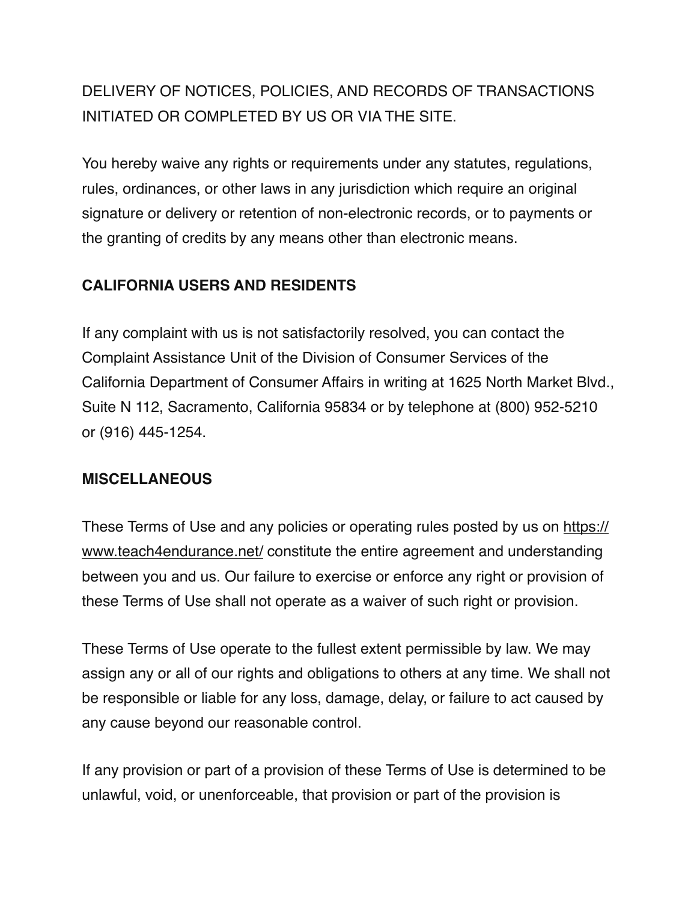DELIVERY OF NOTICES, POLICIES, AND RECORDS OF TRANSACTIONS INITIATED OR COMPLETED BY US OR VIA THE SITE.

You hereby waive any rights or requirements under any statutes, regulations, rules, ordinances, or other laws in any jurisdiction which require an original signature or delivery or retention of non-electronic records, or to payments or the granting of credits by any means other than electronic means.

**CALIFORNIA USERS AND RESIDENTS**

If any complaint with us is not satisfactorily resolved, you can contact the Complaint Assistance Unit of the Division of Consumer Services of the California Department of Consumer Affairs in writing at 1625 North Market Blvd., Suite N 112, Sacramento, California 95834 or by telephone at (800) 952-5210 or (916) 445-1254.

**MISCELLANEOUS**

These Terms of Use and any policies or operating rules posted by us on [https://www.teach4endurance.net/](https://www.teach4endurance.net/) constitute the entire agreement and understanding between you and us. Our failure to exercise or enforce any right or provision of these Terms of Use shall not operate as a waiver of such right or provision.

These Terms of Use operate to the fullest extent permissible by law. We may assign any or all of our rights and obligations to others at any time. We shall not be responsible or liable for any loss, damage, delay, or failure to act caused by any cause beyond our reasonable control.

If any provision or part of a provision of these Terms of Use is determined to be unlawful, void, or unenforceable, that provision or part of the provision is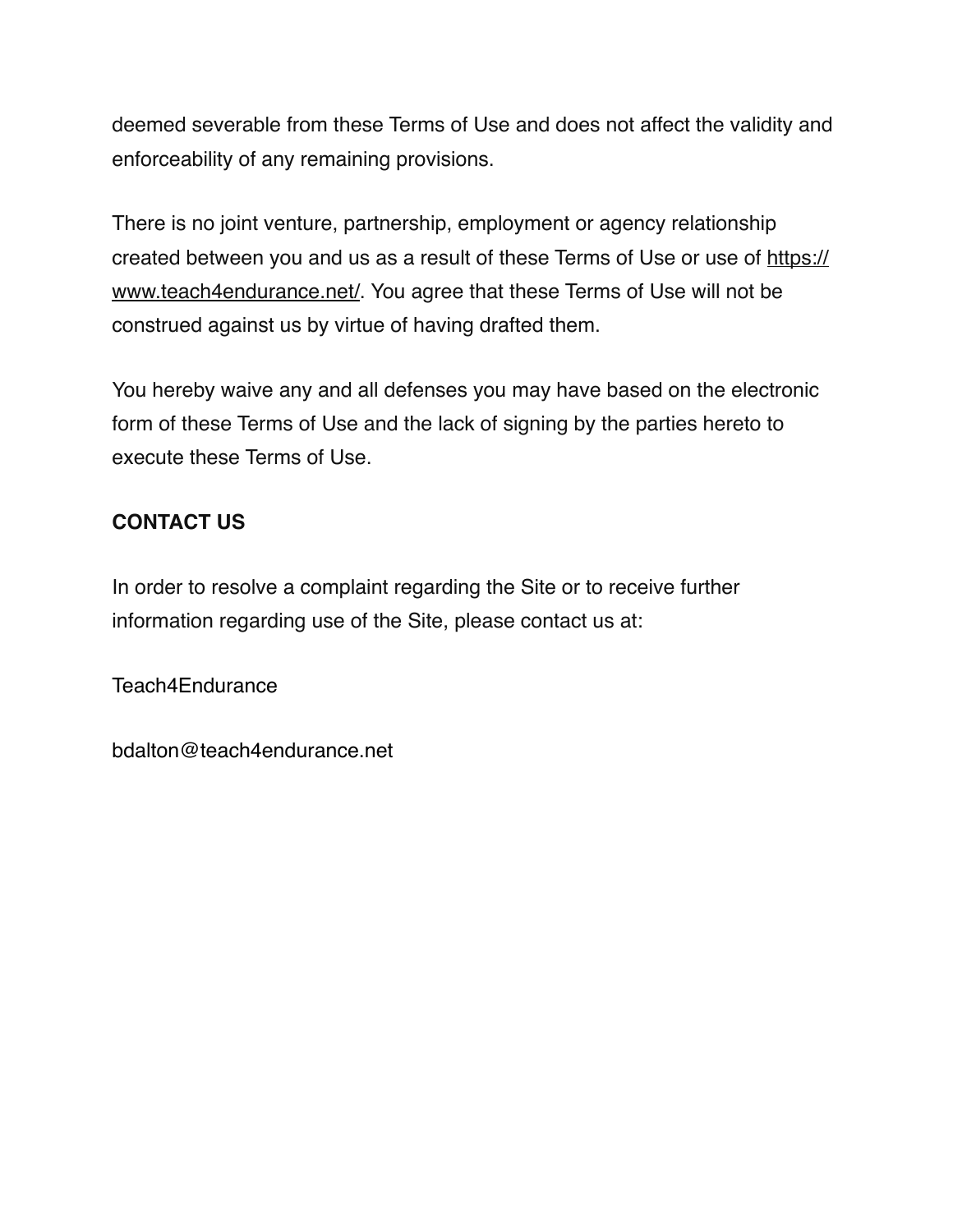deemed severable from these Terms of Use and does not affect the validity and enforceability of any remaining provisions.

There is no joint venture, partnership, employment or agency relationship created between you and us as a result of these Terms of Use or use of https://www.teach4endurance.net/. You agree that these Terms of Use will not be construed against us by virtue of having drafted them.

You hereby waive any and all defenses you may have based on the electronic form of these Terms of Use and the lack of signing by the parties hereto to execute these Terms of Use.

**CONTACT US**

In order to resolve a complaint regarding the Site or to receive further information regarding use of the Site, please contact us at:

Teach4Endurance

bdalton@teach4endurance.net